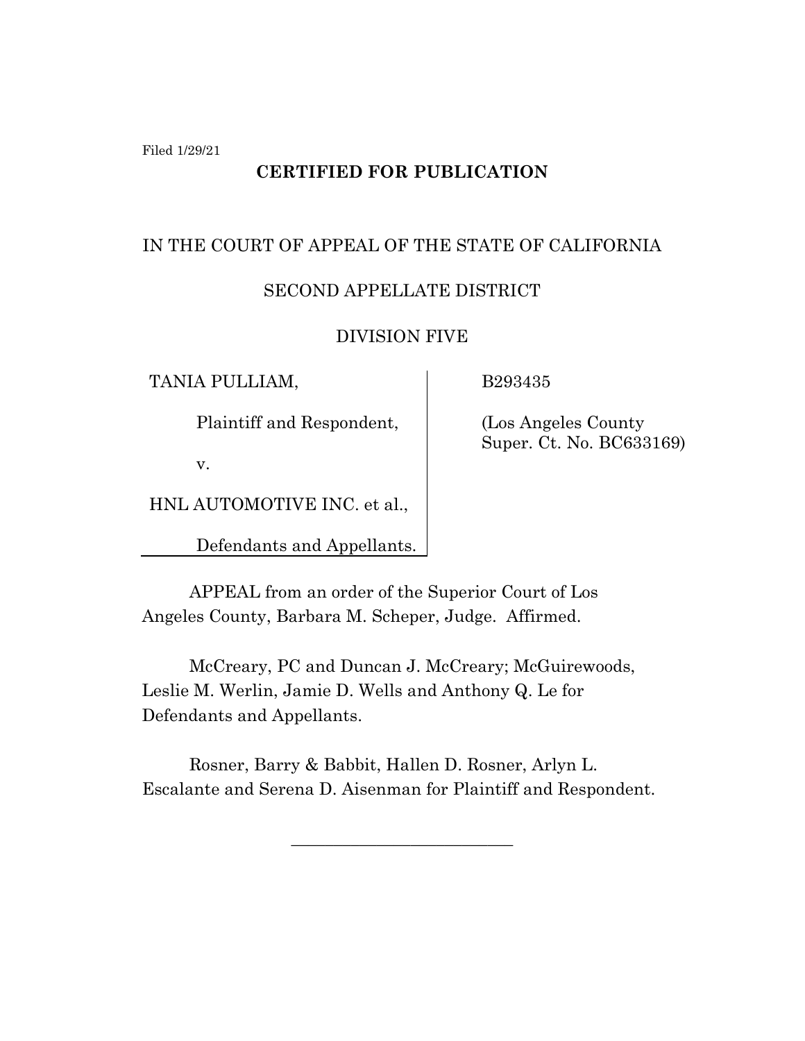Filed 1/29/21

**CERTIFIED FOR PUBLICATION**

IN THE COURT OF APPEAL OF THE STATE OF CALIFORNIA

SECOND APPELLATE DISTRICT

DIVISION FIVE

| | |
|---|---|
| TANIA PULLIAM,<br><br>Plaintiff and Respondent,<br><br>v.<br><br>HNL AUTOMOTIVE INC. et al.,<br><br>Defendants and Appellants. | B293435<br><br>(Los Angeles County Super. Ct. No. BC633169) |

APPEAL from an order of the Superior Court of Los Angeles County, Barbara M. Scheper, Judge. Affirmed.

McCreary, PC and Duncan J. McCreary; McGuirewoods, Leslie M. Werlin, Jamie D. Wells and Anthony Q. Le for Defendants and Appellants.

Rosner, Barry & Babbit, Hallen D. Rosner, Arlyn L. Escalante and Serena D. Aisenman for Plaintiff and Respondent.

\_\_\_\_\_\_\_\_\_\_\_\_\_\_\_\_\_\_\_\_\_\_\_\_\_\_\_\_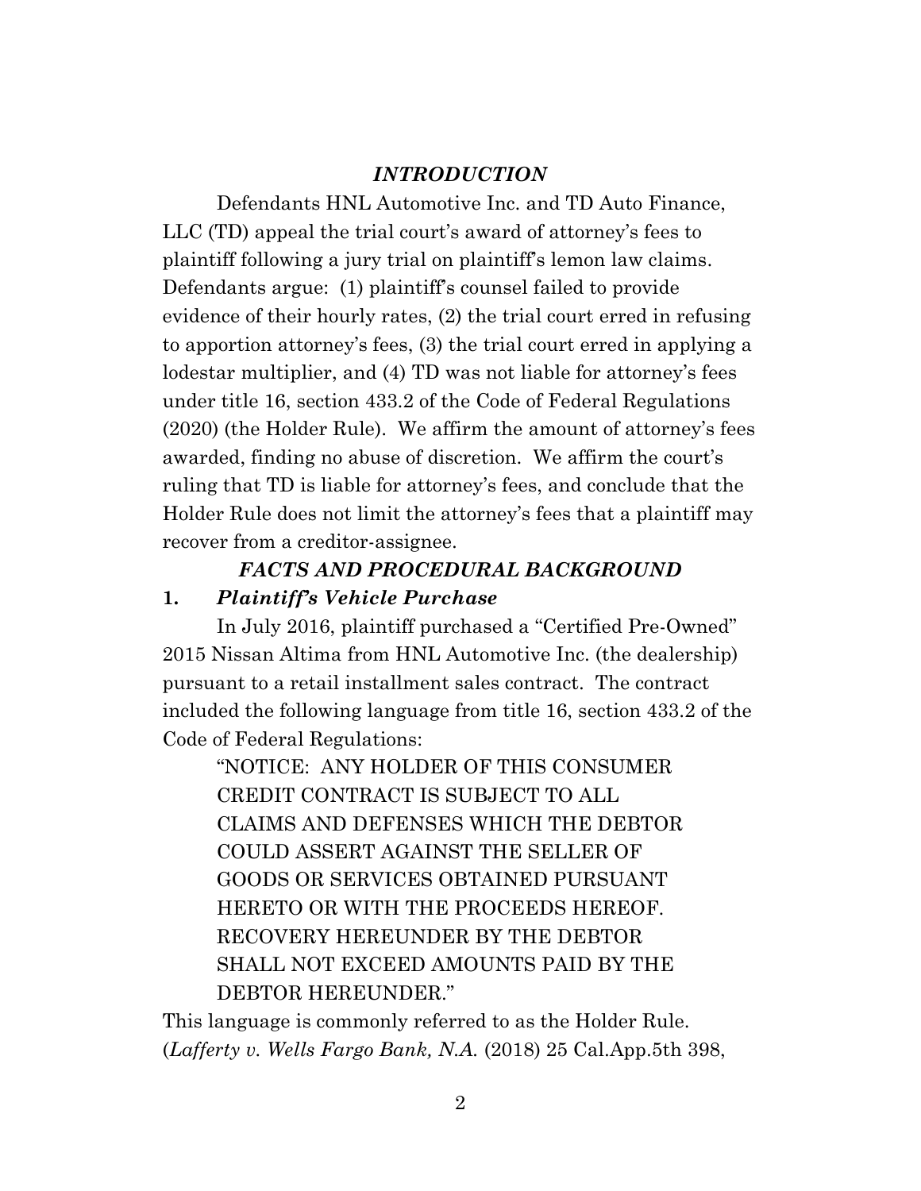## *INTRODUCTION*

Defendants HNL Automotive Inc. and TD Auto Finance, LLC (TD) appeal the trial court's award of attorney's fees to plaintiff following a jury trial on plaintiff's lemon law claims. Defendants argue: (1) plaintiff's counsel failed to provide evidence of their hourly rates, (2) the trial court erred in refusing to apportion attorney's fees, (3) the trial court erred in applying a lodestar multiplier, and (4) TD was not liable for attorney's fees under title 16, section 433.2 of the Code of Federal Regulations (2020) (the Holder Rule). We affirm the amount of attorney's fees awarded, finding no abuse of discretion. We affirm the court's ruling that TD is liable for attorney's fees, and conclude that the Holder Rule does not limit the attorney's fees that a plaintiff may recover from a creditor-assignee.

## *FACTS AND PROCEDURAL BACKGROUND*

### 1. *Plaintiff's Vehicle Purchase*

In July 2016, plaintiff purchased a "Certified Pre-Owned" 2015 Nissan Altima from HNL Automotive Inc. (the dealership) pursuant to a retail installment sales contract. The contract included the following language from title 16, section 433.2 of the Code of Federal Regulations:

> "NOTICE: ANY HOLDER OF THIS CONSUMER CREDIT CONTRACT IS SUBJECT TO ALL CLAIMS AND DEFENSES WHICH THE DEBTOR COULD ASSERT AGAINST THE SELLER OF GOODS OR SERVICES OBTAINED PURSUANT HERETO OR WITH THE PROCEEDS HEREOF. RECOVERY HEREUNDER BY THE DEBTOR SHALL NOT EXCEED AMOUNTS PAID BY THE DEBTOR HEREUNDER."

This language is commonly referred to as the Holder Rule. (*Lafferty v. Wells Fargo Bank, N.A.* (2018) 25 Cal.App.5th 398,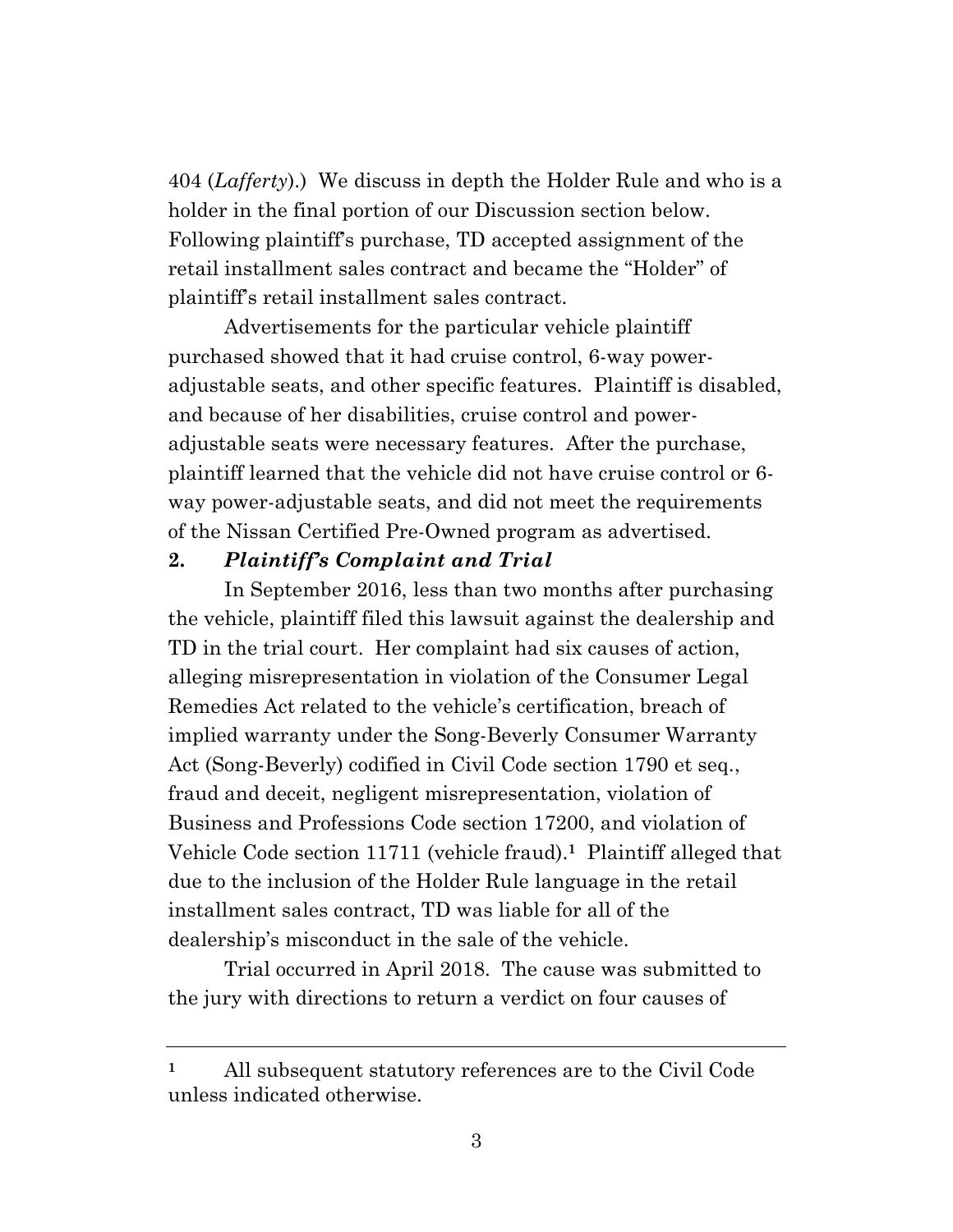404 (*Lafferty*).) We discuss in depth the Holder Rule and who is a holder in the final portion of our Discussion section below. Following plaintiff's purchase, TD accepted assignment of the retail installment sales contract and became the "Holder" of plaintiff's retail installment sales contract.

Advertisements for the particular vehicle plaintiff purchased showed that it had cruise control, 6-way power-adjustable seats, and other specific features. Plaintiff is disabled, and because of her disabilities, cruise control and power-adjustable seats were necessary features. After the purchase, plaintiff learned that the vehicle did not have cruise control or 6-way power-adjustable seats, and did not meet the requirements of the Nissan Certified Pre-Owned program as advertised.

**2. *Plaintiff's Complaint and Trial***

In September 2016, less than two months after purchasing the vehicle, plaintiff filed this lawsuit against the dealership and TD in the trial court. Her complaint had six causes of action, alleging misrepresentation in violation of the Consumer Legal Remedies Act related to the vehicle's certification, breach of implied warranty under the Song-Beverly Consumer Warranty Act (Song-Beverly) codified in Civil Code section 1790 et seq., fraud and deceit, negligent misrepresentation, violation of Business and Professions Code section 17200, and violation of Vehicle Code section 11711 (vehicle fraud).[1] Plaintiff alleged that due to the inclusion of the Holder Rule language in the retail installment sales contract, TD was liable for all of the dealership's misconduct in the sale of the vehicle.

Trial occurred in April 2018. The cause was submitted to the jury with directions to return a verdict on four causes of

---

[1] All subsequent statutory references are to the Civil Code unless indicated otherwise.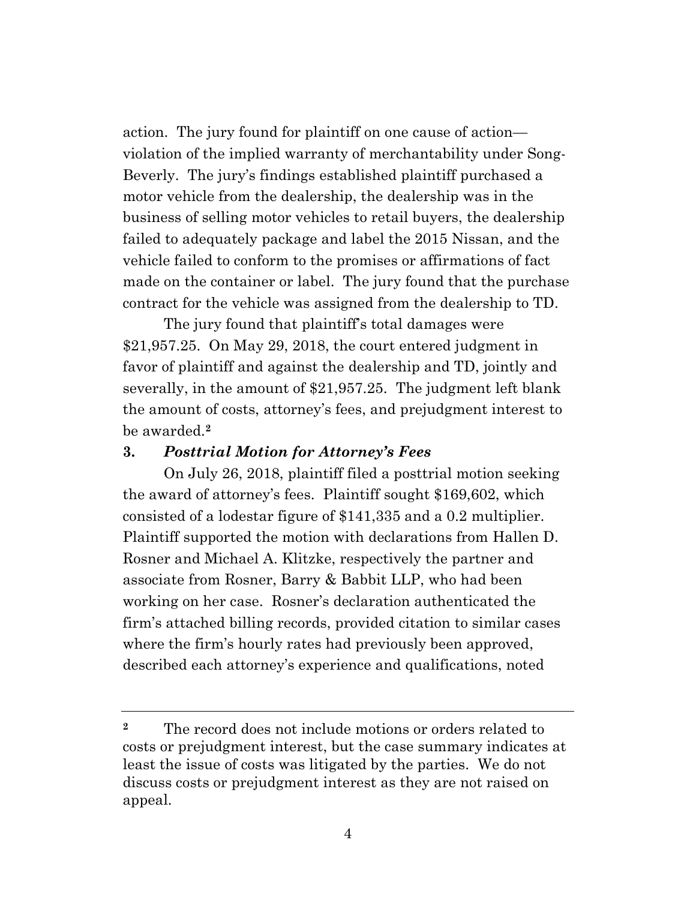action. The jury found for plaintiff on one cause of action—violation of the implied warranty of merchantability under Song-Beverly. The jury's findings established plaintiff purchased a motor vehicle from the dealership, the dealership was in the business of selling motor vehicles to retail buyers, the dealership failed to adequately package and label the 2015 Nissan, and the vehicle failed to conform to the promises or affirmations of fact made on the container or label. The jury found that the purchase contract for the vehicle was assigned from the dealership to TD.

The jury found that plaintiff's total damages were $21,957.25. On May 29, 2018, the court entered judgment in favor of plaintiff and against the dealership and TD, jointly and severally, in the amount of $21,957.25. The judgment left blank the amount of costs, attorney's fees, and prejudgment interest to be awarded.[2]

**3. *Posttrial Motion for Attorney's Fees***

On July 26, 2018, plaintiff filed a posttrial motion seeking the award of attorney's fees. Plaintiff sought $169,602, which consisted of a lodestar figure of $141,335 and a 0.2 multiplier. Plaintiff supported the motion with declarations from Hallen D. Rosner and Michael A. Klitzke, respectively the partner and associate from Rosner, Barry & Babbit LLP, who had been working on her case. Rosner's declaration authenticated the firm's attached billing records, provided citation to similar cases where the firm's hourly rates had previously been approved, described each attorney's experience and qualifications, noted

---

[2] The record does not include motions or orders related to costs or prejudgment interest, but the case summary indicates at least the issue of costs was litigated by the parties. We do not discuss costs or prejudgment interest as they are not raised on appeal.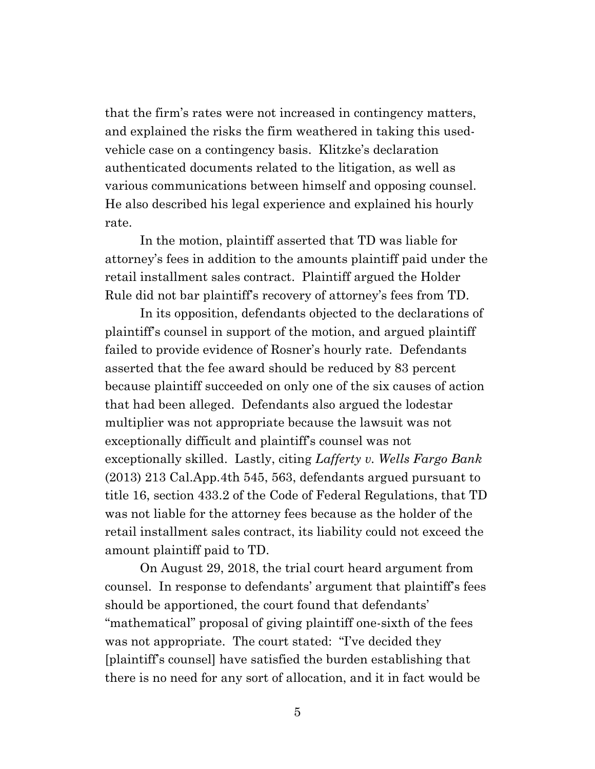that the firm's rates were not increased in contingency matters, and explained the risks the firm weathered in taking this used-vehicle case on a contingency basis. Klitzke's declaration authenticated documents related to the litigation, as well as various communications between himself and opposing counsel. He also described his legal experience and explained his hourly rate.

In the motion, plaintiff asserted that TD was liable for attorney's fees in addition to the amounts plaintiff paid under the retail installment sales contract. Plaintiff argued the Holder Rule did not bar plaintiff's recovery of attorney's fees from TD.

In its opposition, defendants objected to the declarations of plaintiff's counsel in support of the motion, and argued plaintiff failed to provide evidence of Rosner's hourly rate. Defendants asserted that the fee award should be reduced by 83 percent because plaintiff succeeded on only one of the six causes of action that had been alleged. Defendants also argued the lodestar multiplier was not appropriate because the lawsuit was not exceptionally difficult and plaintiff's counsel was not exceptionally skilled. Lastly, citing *Lafferty v. Wells Fargo Bank* (2013) 213 Cal.App.4th 545, 563, defendants argued pursuant to title 16, section 433.2 of the Code of Federal Regulations, that TD was not liable for the attorney fees because as the holder of the retail installment sales contract, its liability could not exceed the amount plaintiff paid to TD.

On August 29, 2018, the trial court heard argument from counsel. In response to defendants' argument that plaintiff's fees should be apportioned, the court found that defendants' "mathematical" proposal of giving plaintiff one-sixth of the fees was not appropriate. The court stated: "I've decided they [plaintiff's counsel] have satisfied the burden establishing that there is no need for any sort of allocation, and it in fact would be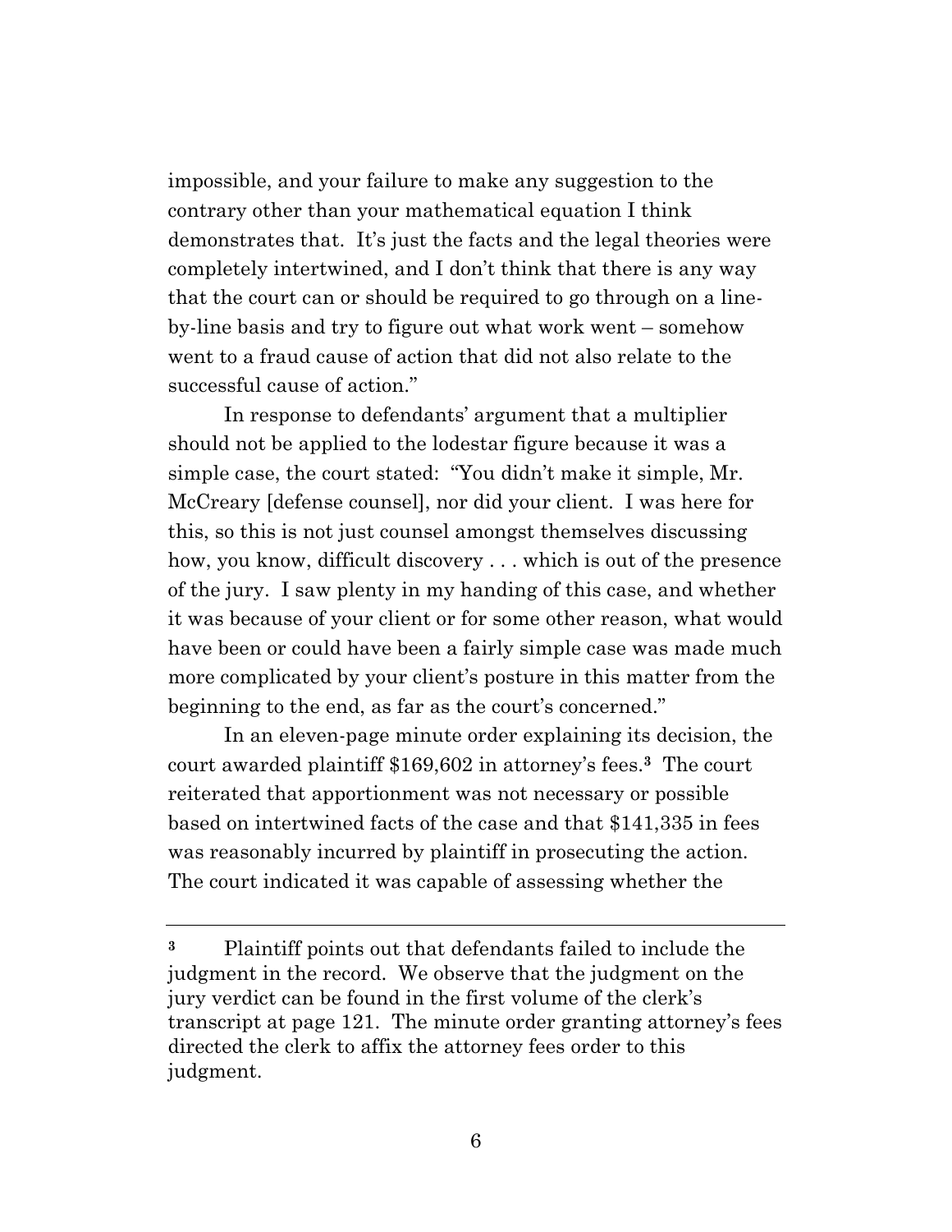impossible, and your failure to make any suggestion to the contrary other than your mathematical equation I think demonstrates that. It's just the facts and the legal theories were completely intertwined, and I don't think that there is any way that the court can or should be required to go through on a line-by-line basis and try to figure out what work went – somehow went to a fraud cause of action that did not also relate to the successful cause of action."

In response to defendants' argument that a multiplier should not be applied to the lodestar figure because it was a simple case, the court stated: "You didn't make it simple, Mr. McCreary [defense counsel], nor did your client. I was here for this, so this is not just counsel amongst themselves discussing how, you know, difficult discovery . . . which is out of the presence of the jury. I saw plenty in my handing of this case, and whether it was because of your client or for some other reason, what would have been or could have been a fairly simple case was made much more complicated by your client's posture in this matter from the beginning to the end, as far as the court's concerned."

In an eleven-page minute order explaining its decision, the court awarded plaintiff $169,602 in attorney's fees.[3] The court reiterated that apportionment was not necessary or possible based on intertwined facts of the case and that $141,335 in fees was reasonably incurred by plaintiff in prosecuting the action. The court indicated it was capable of assessing whether the

---

[3] Plaintiff points out that defendants failed to include the judgment in the record. We observe that the judgment on the jury verdict can be found in the first volume of the clerk's transcript at page 121. The minute order granting attorney's fees directed the clerk to affix the attorney fees order to this judgment.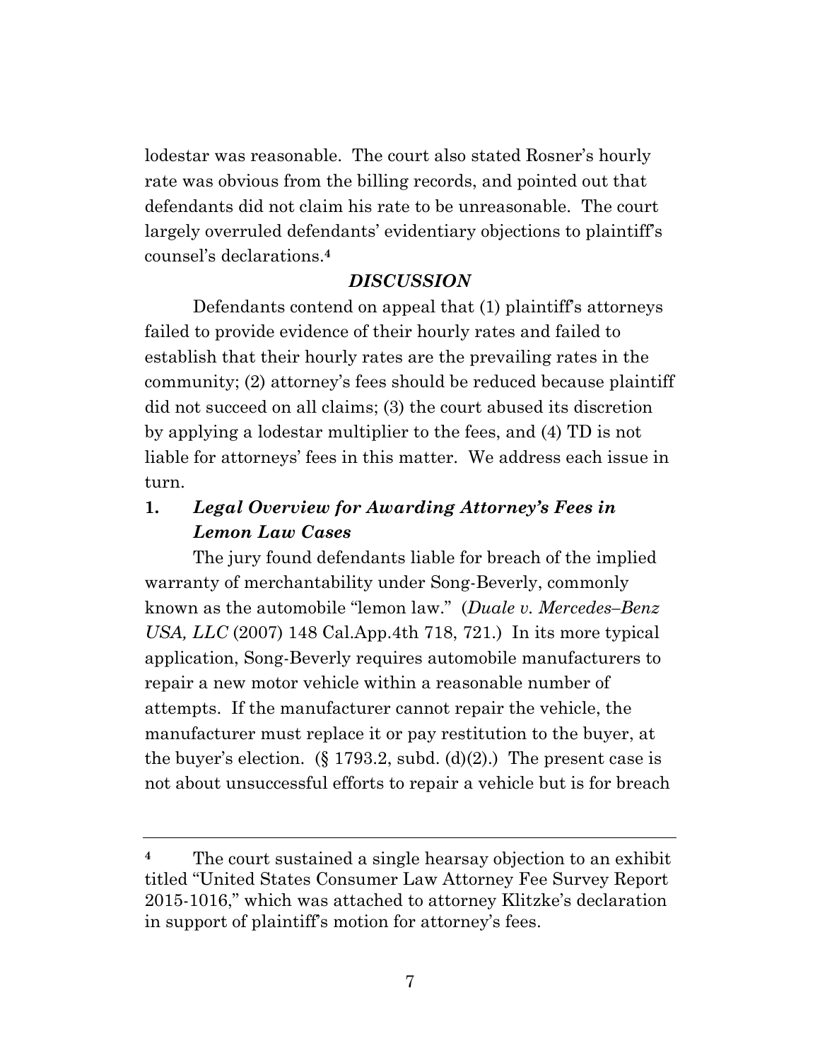lodestar was reasonable. The court also stated Rosner's hourly rate was obvious from the billing records, and pointed out that defendants did not claim his rate to be unreasonable. The court largely overruled defendants' evidentiary objections to plaintiff's counsel's declarations.[4]

## *DISCUSSION*

Defendants contend on appeal that (1) plaintiff's attorneys failed to provide evidence of their hourly rates and failed to establish that their hourly rates are the prevailing rates in the community; (2) attorney's fees should be reduced because plaintiff did not succeed on all claims; (3) the court abused its discretion by applying a lodestar multiplier to the fees, and (4) TD is not liable for attorneys' fees in this matter. We address each issue in turn.

### 1. *Legal Overview for Awarding Attorney's Fees in Lemon Law Cases*

The jury found defendants liable for breach of the implied warranty of merchantability under Song-Beverly, commonly known as the automobile "lemon law." (*Duale v. Mercedes–Benz USA, LLC* (2007) 148 Cal.App.4th 718, 721.) In its more typical application, Song-Beverly requires automobile manufacturers to repair a new motor vehicle within a reasonable number of attempts. If the manufacturer cannot repair the vehicle, the manufacturer must replace it or pay restitution to the buyer, at the buyer's election. (§ 1793.2, subd. (d)(2).) The present case is not about unsuccessful efforts to repair a vehicle but is for breach

---

[4] The court sustained a single hearsay objection to an exhibit titled "United States Consumer Law Attorney Fee Survey Report 2015-1016," which was attached to attorney Klitzke's declaration in support of plaintiff's motion for attorney's fees.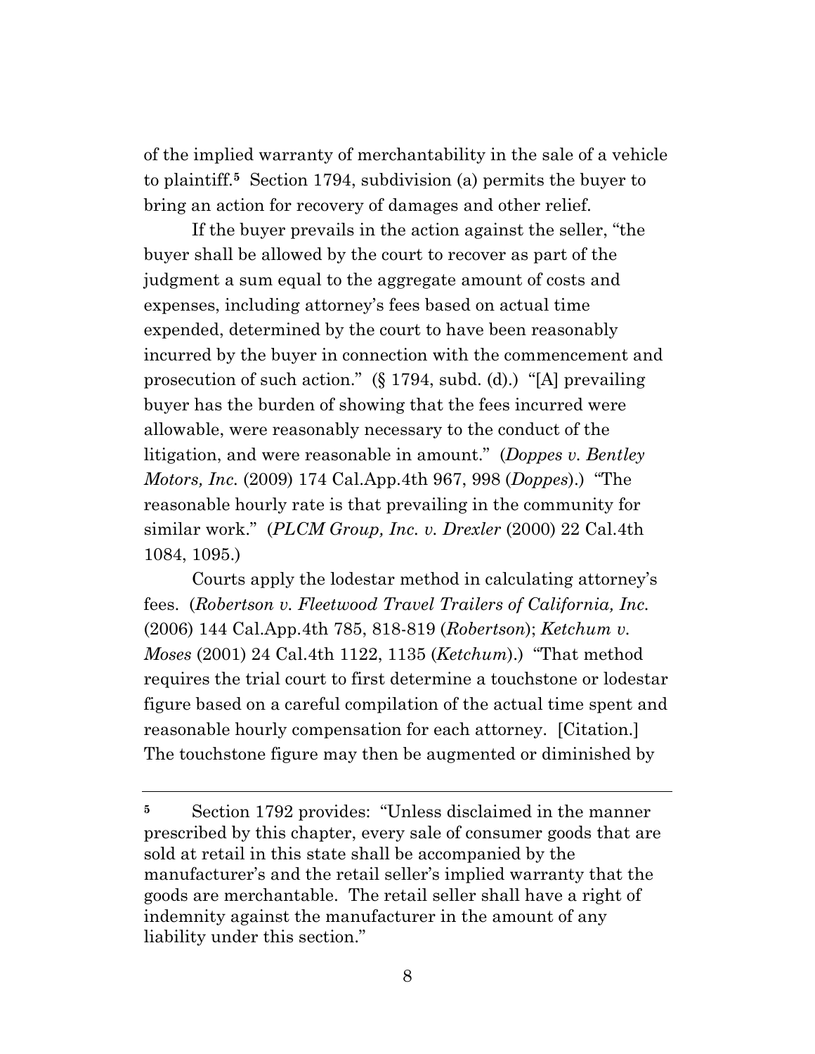of the implied warranty of merchantability in the sale of a vehicle to plaintiff.[5] Section 1794, subdivision (a) permits the buyer to bring an action for recovery of damages and other relief.

If the buyer prevails in the action against the seller, "the buyer shall be allowed by the court to recover as part of the judgment a sum equal to the aggregate amount of costs and expenses, including attorney's fees based on actual time expended, determined by the court to have been reasonably incurred by the buyer in connection with the commencement and prosecution of such action." (§ 1794, subd. (d).) "[A] prevailing buyer has the burden of showing that the fees incurred were allowable, were reasonably necessary to the conduct of the litigation, and were reasonable in amount." (*Doppes v. Bentley Motors, Inc.* (2009) 174 Cal.App.4th 967, 998 (*Doppes*).) "The reasonable hourly rate is that prevailing in the community for similar work." (*PLCM Group, Inc. v. Drexler* (2000) 22 Cal.4th 1084, 1095.)

Courts apply the lodestar method in calculating attorney's fees. (*Robertson v. Fleetwood Travel Trailers of California, Inc.* (2006) 144 Cal.App.4th 785, 818-819 (*Robertson*); *Ketchum v. Moses* (2001) 24 Cal.4th 1122, 1135 (*Ketchum*).) "That method requires the trial court to first determine a touchstone or lodestar figure based on a careful compilation of the actual time spent and reasonable hourly compensation for each attorney. [Citation.] The touchstone figure may then be augmented or diminished by

---

[5] Section 1792 provides: "Unless disclaimed in the manner prescribed by this chapter, every sale of consumer goods that are sold at retail in this state shall be accompanied by the manufacturer's and the retail seller's implied warranty that the goods are merchantable. The retail seller shall have a right of indemnity against the manufacturer in the amount of any liability under this section."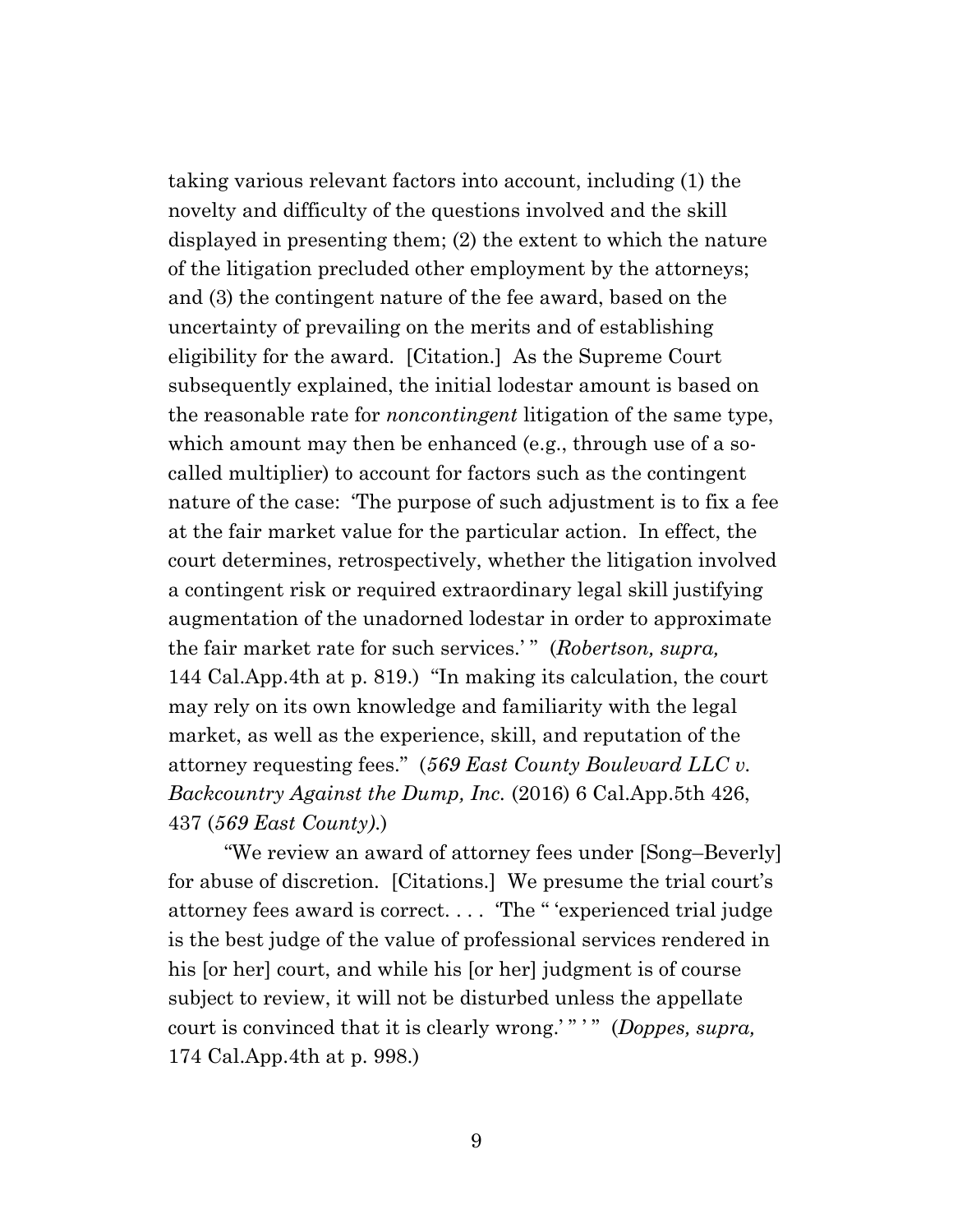taking various relevant factors into account, including (1) the novelty and difficulty of the questions involved and the skill displayed in presenting them; (2) the extent to which the nature of the litigation precluded other employment by the attorneys; and (3) the contingent nature of the fee award, based on the uncertainty of prevailing on the merits and of establishing eligibility for the award. [Citation.] As the Supreme Court subsequently explained, the initial lodestar amount is based on the reasonable rate for *noncontingent* litigation of the same type, which amount may then be enhanced (e.g., through use of a so-called multiplier) to account for factors such as the contingent nature of the case: 'The purpose of such adjustment is to fix a fee at the fair market value for the particular action. In effect, the court determines, retrospectively, whether the litigation involved a contingent risk or required extraordinary legal skill justifying augmentation of the unadorned lodestar in order to approximate the fair market rate for such services.' " (*Robertson, supra,* 144 Cal.App.4th at p. 819.) "In making its calculation, the court may rely on its own knowledge and familiarity with the legal market, as well as the experience, skill, and reputation of the attorney requesting fees." (*569 East County Boulevard LLC v. Backcountry Against the Dump, Inc.* (2016) 6 Cal.App.5th 426, 437 (*569 East County).*)

"We review an award of attorney fees under [Song–Beverly] for abuse of discretion. [Citations.] We presume the trial court's attorney fees award is correct. . . . 'The " 'experienced trial judge is the best judge of the value of professional services rendered in his [or her] court, and while his [or her] judgment is of course subject to review, it will not be disturbed unless the appellate court is convinced that it is clearly wrong.' " ' " (*Doppes, supra,* 174 Cal.App.4th at p. 998.)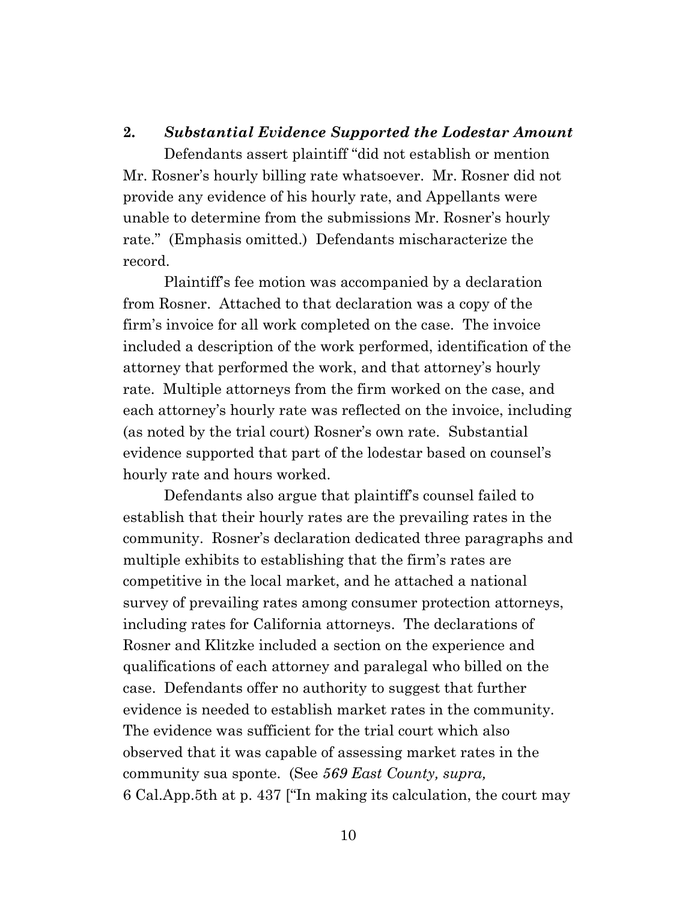**2. *Substantial Evidence Supported the Lodestar Amount***

Defendants assert plaintiff "did not establish or mention Mr. Rosner's hourly billing rate whatsoever. Mr. Rosner did not provide any evidence of his hourly rate, and Appellants were unable to determine from the submissions Mr. Rosner's hourly rate." (Emphasis omitted.) Defendants mischaracterize the record.

Plaintiff's fee motion was accompanied by a declaration from Rosner. Attached to that declaration was a copy of the firm's invoice for all work completed on the case. The invoice included a description of the work performed, identification of the attorney that performed the work, and that attorney's hourly rate. Multiple attorneys from the firm worked on the case, and each attorney's hourly rate was reflected on the invoice, including (as noted by the trial court) Rosner's own rate. Substantial evidence supported that part of the lodestar based on counsel's hourly rate and hours worked.

Defendants also argue that plaintiff's counsel failed to establish that their hourly rates are the prevailing rates in the community. Rosner's declaration dedicated three paragraphs and multiple exhibits to establishing that the firm's rates are competitive in the local market, and he attached a national survey of prevailing rates among consumer protection attorneys, including rates for California attorneys. The declarations of Rosner and Klitzke included a section on the experience and qualifications of each attorney and paralegal who billed on the case. Defendants offer no authority to suggest that further evidence is needed to establish market rates in the community. The evidence was sufficient for the trial court which also observed that it was capable of assessing market rates in the community sua sponte. (See *569 East County, supra,* 6 Cal.App.5th at p. 437 ["In making its calculation, the court may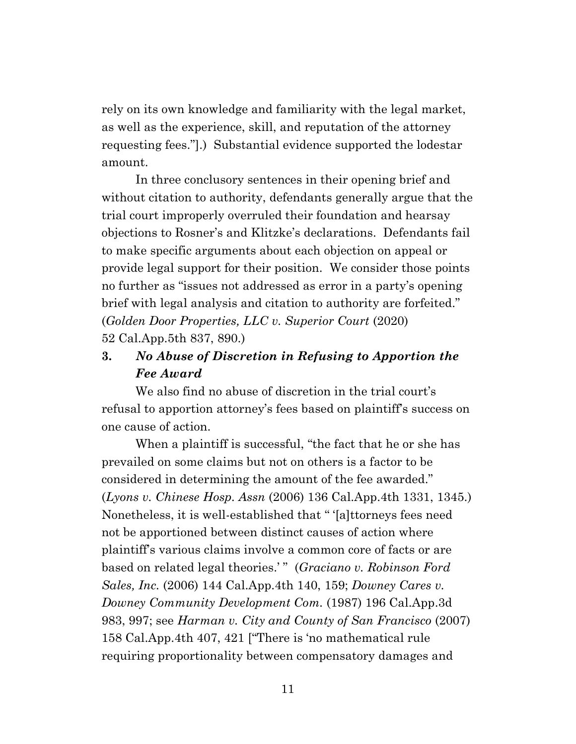rely on its own knowledge and familiarity with the legal market, as well as the experience, skill, and reputation of the attorney requesting fees."].) Substantial evidence supported the lodestar amount.

In three conclusory sentences in their opening brief and without citation to authority, defendants generally argue that the trial court improperly overruled their foundation and hearsay objections to Rosner's and Klitzke's declarations. Defendants fail to make specific arguments about each objection on appeal or provide legal support for their position. We consider those points no further as "issues not addressed as error in a party's opening brief with legal analysis and citation to authority are forfeited." (*Golden Door Properties, LLC v. Superior Court* (2020) 52 Cal.App.5th 837, 890.)

### 3. *No Abuse of Discretion in Refusing to Apportion the Fee Award*

We also find no abuse of discretion in the trial court's refusal to apportion attorney's fees based on plaintiff's success on one cause of action.

When a plaintiff is successful, "the fact that he or she has prevailed on some claims but not on others is a factor to be considered in determining the amount of the fee awarded." (*Lyons v. Chinese Hosp. Assn* (2006) 136 Cal.App.4th 1331, 1345.) Nonetheless, it is well-established that " '[a]ttorneys fees need not be apportioned between distinct causes of action where plaintiff's various claims involve a common core of facts or are based on related legal theories.' " (*Graciano v. Robinson Ford Sales, Inc.* (2006) 144 Cal.App.4th 140, 159; *Downey Cares v. Downey Community Development Com.* (1987) 196 Cal.App.3d 983, 997; see *Harman v. City and County of San Francisco* (2007) 158 Cal.App.4th 407, 421 ["There is 'no mathematical rule requiring proportionality between compensatory damages and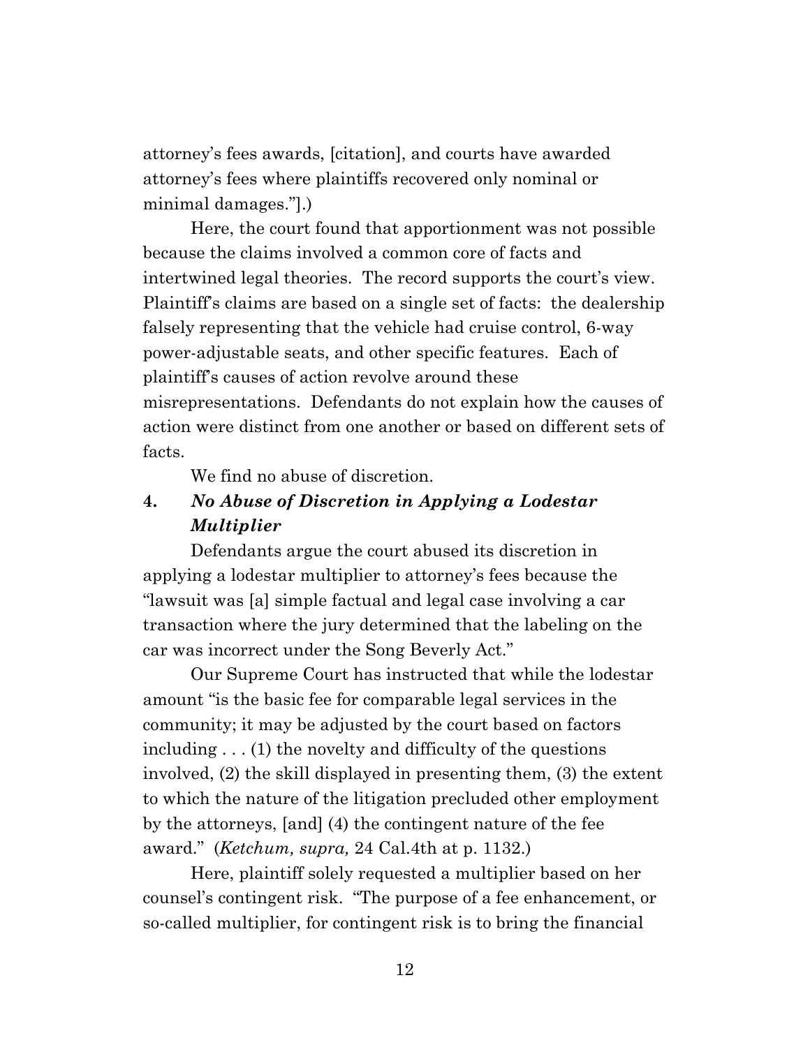attorney's fees awards, [citation], and courts have awarded attorney's fees where plaintiffs recovered only nominal or minimal damages."].)

Here, the court found that apportionment was not possible because the claims involved a common core of facts and intertwined legal theories. The record supports the court's view. Plaintiff's claims are based on a single set of facts: the dealership falsely representing that the vehicle had cruise control, 6-way power-adjustable seats, and other specific features. Each of plaintiff's causes of action revolve around these misrepresentations. Defendants do not explain how the causes of action were distinct from one another or based on different sets of facts.

We find no abuse of discretion.

### 4. *No Abuse of Discretion in Applying a Lodestar Multiplier*

Defendants argue the court abused its discretion in applying a lodestar multiplier to attorney's fees because the "lawsuit was [a] simple factual and legal case involving a car transaction where the jury determined that the labeling on the car was incorrect under the Song Beverly Act."

Our Supreme Court has instructed that while the lodestar amount "is the basic fee for comparable legal services in the community; it may be adjusted by the court based on factors including . . . (1) the novelty and difficulty of the questions involved, (2) the skill displayed in presenting them, (3) the extent to which the nature of the litigation precluded other employment by the attorneys, [and] (4) the contingent nature of the fee award." (*Ketchum, supra,* 24 Cal.4th at p. 1132.)

Here, plaintiff solely requested a multiplier based on her counsel's contingent risk. "The purpose of a fee enhancement, or so-called multiplier, for contingent risk is to bring the financial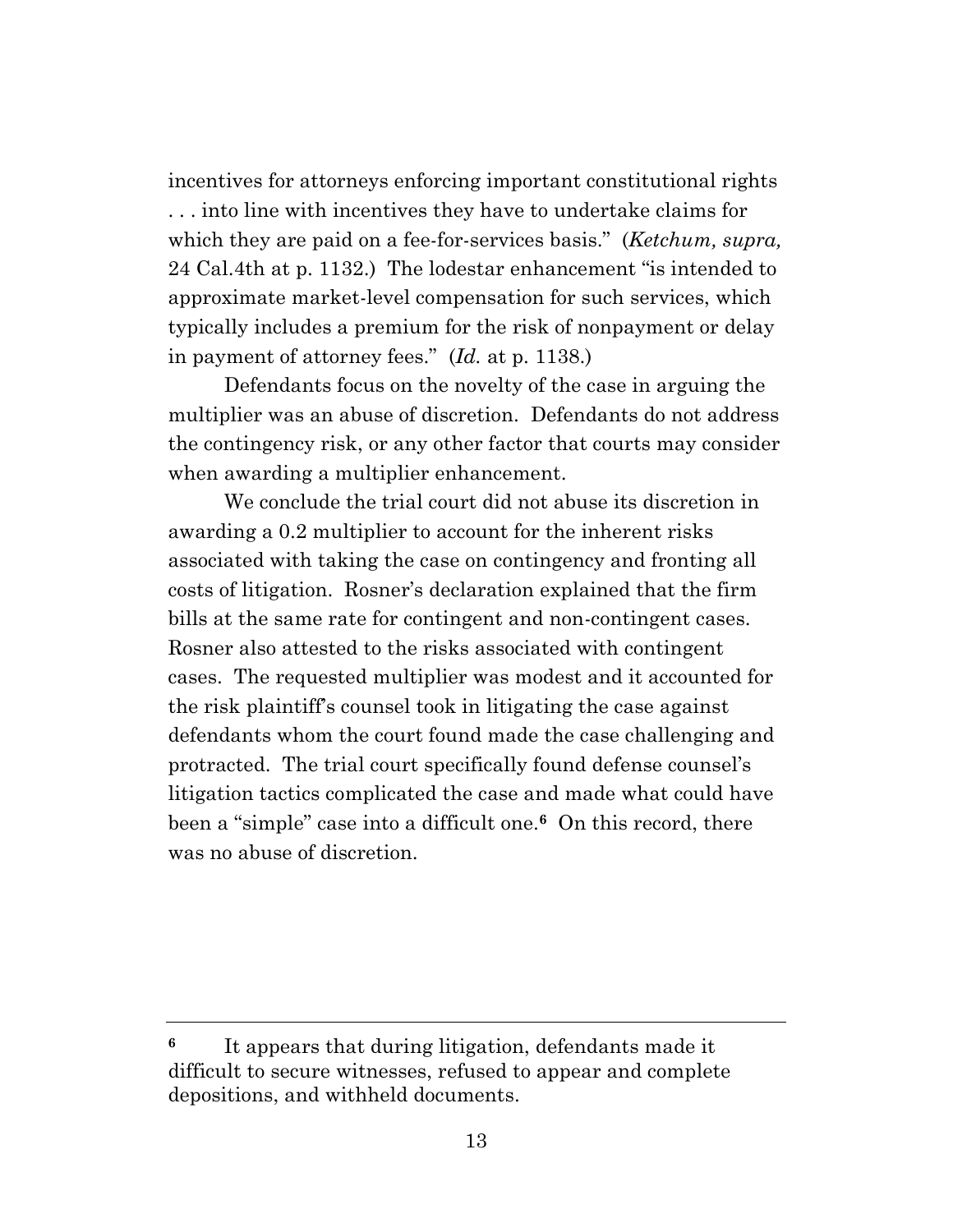incentives for attorneys enforcing important constitutional rights . . . into line with incentives they have to undertake claims for which they are paid on a fee-for-services basis." (*Ketchum, supra,* 24 Cal.4th at p. 1132.) The lodestar enhancement "is intended to approximate market-level compensation for such services, which typically includes a premium for the risk of nonpayment or delay in payment of attorney fees." (*Id.* at p. 1138.)

Defendants focus on the novelty of the case in arguing the multiplier was an abuse of discretion. Defendants do not address the contingency risk, or any other factor that courts may consider when awarding a multiplier enhancement.

We conclude the trial court did not abuse its discretion in awarding a 0.2 multiplier to account for the inherent risks associated with taking the case on contingency and fronting all costs of litigation. Rosner's declaration explained that the firm bills at the same rate for contingent and non-contingent cases. Rosner also attested to the risks associated with contingent cases. The requested multiplier was modest and it accounted for the risk plaintiff's counsel took in litigating the case against defendants whom the court found made the case challenging and protracted. The trial court specifically found defense counsel's litigation tactics complicated the case and made what could have been a "simple" case into a difficult one.[6] On this record, there was no abuse of discretion.

---

[6] It appears that during litigation, defendants made it difficult to secure witnesses, refused to appear and complete depositions, and withheld documents.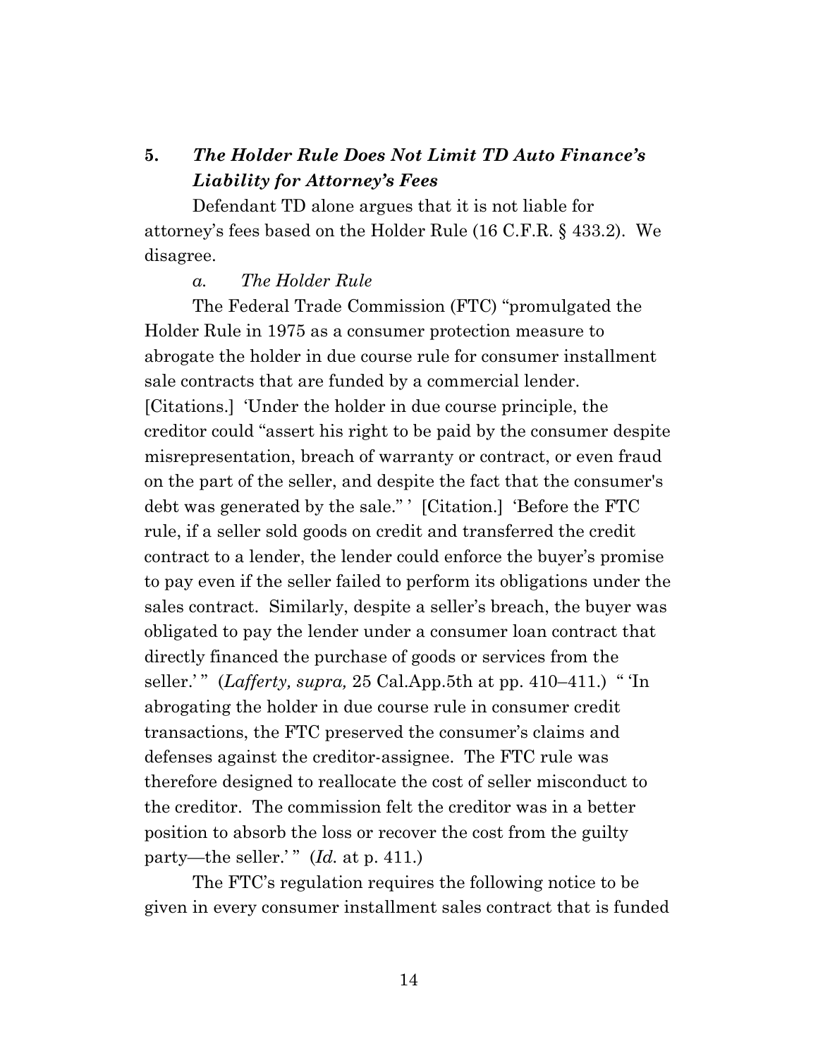### 5. ***The Holder Rule Does Not Limit TD Auto Finance's Liability for Attorney's Fees***

Defendant TD alone argues that it is not liable for attorney's fees based on the Holder Rule (16 C.F.R. § 433.2). We disagree.

#### *a. The Holder Rule*

The Federal Trade Commission (FTC) "promulgated the Holder Rule in 1975 as a consumer protection measure to abrogate the holder in due course rule for consumer installment sale contracts that are funded by a commercial lender. [Citations.] 'Under the holder in due course principle, the creditor could "assert his right to be paid by the consumer despite misrepresentation, breach of warranty or contract, or even fraud on the part of the seller, and despite the fact that the consumer's debt was generated by the sale." ' [Citation.] 'Before the FTC rule, if a seller sold goods on credit and transferred the credit contract to a lender, the lender could enforce the buyer's promise to pay even if the seller failed to perform its obligations under the sales contract. Similarly, despite a seller's breach, the buyer was obligated to pay the lender under a consumer loan contract that directly financed the purchase of goods or services from the seller.' " (*Lafferty, supra,* 25 Cal.App.5th at pp. 410–411.) " 'In abrogating the holder in due course rule in consumer credit transactions, the FTC preserved the consumer's claims and defenses against the creditor-assignee. The FTC rule was therefore designed to reallocate the cost of seller misconduct to the creditor. The commission felt the creditor was in a better position to absorb the loss or recover the cost from the guilty party—the seller.' " (*Id.* at p. 411.)

The FTC's regulation requires the following notice to be given in every consumer installment sales contract that is funded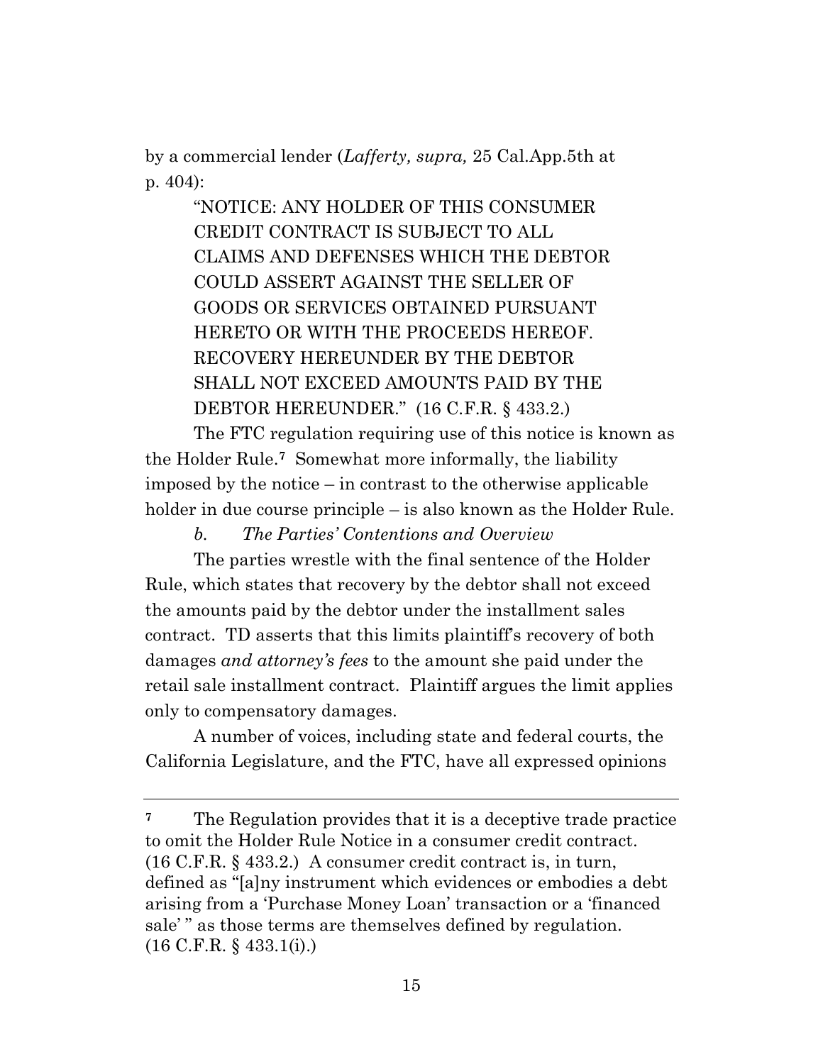by a commercial lender (*Lafferty, supra,* 25 Cal.App.5th at p. 404):

> "NOTICE: ANY HOLDER OF THIS CONSUMER CREDIT CONTRACT IS SUBJECT TO ALL CLAIMS AND DEFENSES WHICH THE DEBTOR COULD ASSERT AGAINST THE SELLER OF GOODS OR SERVICES OBTAINED PURSUANT HERETO OR WITH THE PROCEEDS HEREOF. RECOVERY HEREUNDER BY THE DEBTOR SHALL NOT EXCEED AMOUNTS PAID BY THE DEBTOR HEREUNDER." (16 C.F.R. § 433.2.)

The FTC regulation requiring use of this notice is known as the Holder Rule.[7] Somewhat more informally, the liability imposed by the notice – in contrast to the otherwise applicable holder in due course principle – is also known as the Holder Rule.

*b. The Parties' Contentions and Overview*

The parties wrestle with the final sentence of the Holder Rule, which states that recovery by the debtor shall not exceed the amounts paid by the debtor under the installment sales contract. TD asserts that this limits plaintiff's recovery of both damages *and attorney's fees* to the amount she paid under the retail sale installment contract. Plaintiff argues the limit applies only to compensatory damages.

A number of voices, including state and federal courts, the California Legislature, and the FTC, have all expressed opinions

---

[7] The Regulation provides that it is a deceptive trade practice to omit the Holder Rule Notice in a consumer credit contract. (16 C.F.R. § 433.2.) A consumer credit contract is, in turn, defined as "[a]ny instrument which evidences or embodies a debt arising from a 'Purchase Money Loan' transaction or a 'financed sale' " as those terms are themselves defined by regulation. (16 C.F.R. § 433.1(i).)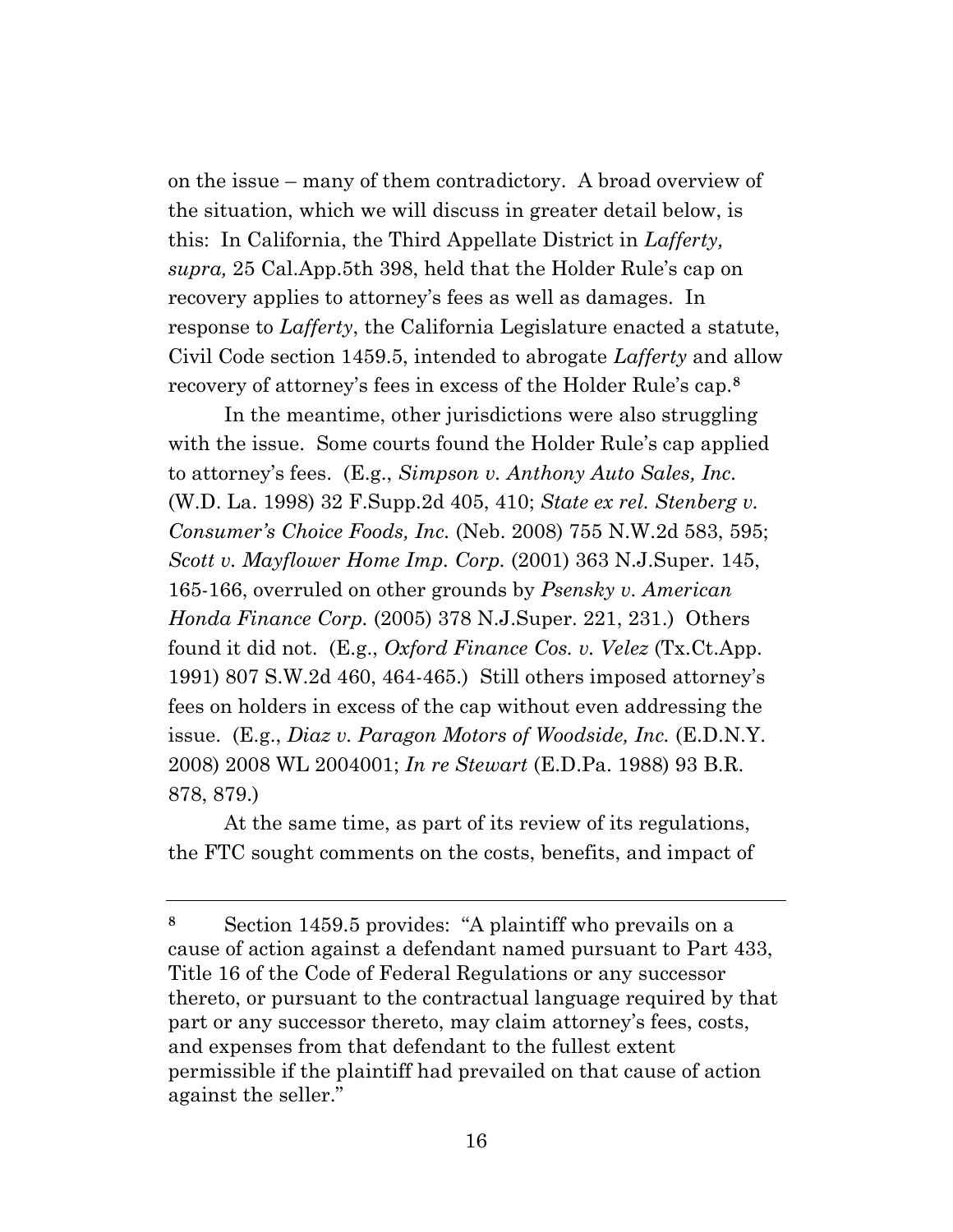on the issue – many of them contradictory. A broad overview of the situation, which we will discuss in greater detail below, is this: In California, the Third Appellate District in *Lafferty, supra,* 25 Cal.App.5th 398, held that the Holder Rule's cap on recovery applies to attorney's fees as well as damages. In response to *Lafferty*, the California Legislature enacted a statute, Civil Code section 1459.5, intended to abrogate *Lafferty* and allow recovery of attorney's fees in excess of the Holder Rule's cap.[8]

In the meantime, other jurisdictions were also struggling with the issue. Some courts found the Holder Rule's cap applied to attorney's fees. (E.g., *Simpson v. Anthony Auto Sales, Inc.* (W.D. La. 1998) 32 F.Supp.2d 405, 410; *State ex rel. Stenberg v. Consumer's Choice Foods, Inc.* (Neb. 2008) 755 N.W.2d 583, 595; *Scott v. Mayflower Home Imp. Corp.* (2001) 363 N.J.Super. 145, 165-166, overruled on other grounds by *Psensky v. American Honda Finance Corp.* (2005) 378 N.J.Super. 221, 231.) Others found it did not. (E.g., *Oxford Finance Cos. v. Velez* (Tx.Ct.App. 1991) 807 S.W.2d 460, 464-465.) Still others imposed attorney's fees on holders in excess of the cap without even addressing the issue. (E.g., *Diaz v. Paragon Motors of Woodside, Inc.* (E.D.N.Y. 2008) 2008 WL 2004001; *In re Stewart* (E.D.Pa. 1988) 93 B.R. 878, 879.)

At the same time, as part of its review of its regulations, the FTC sought comments on the costs, benefits, and impact of

---

[8] Section 1459.5 provides: "A plaintiff who prevails on a cause of action against a defendant named pursuant to Part 433, Title 16 of the Code of Federal Regulations or any successor thereto, or pursuant to the contractual language required by that part or any successor thereto, may claim attorney's fees, costs, and expenses from that defendant to the fullest extent permissible if the plaintiff had prevailed on that cause of action against the seller."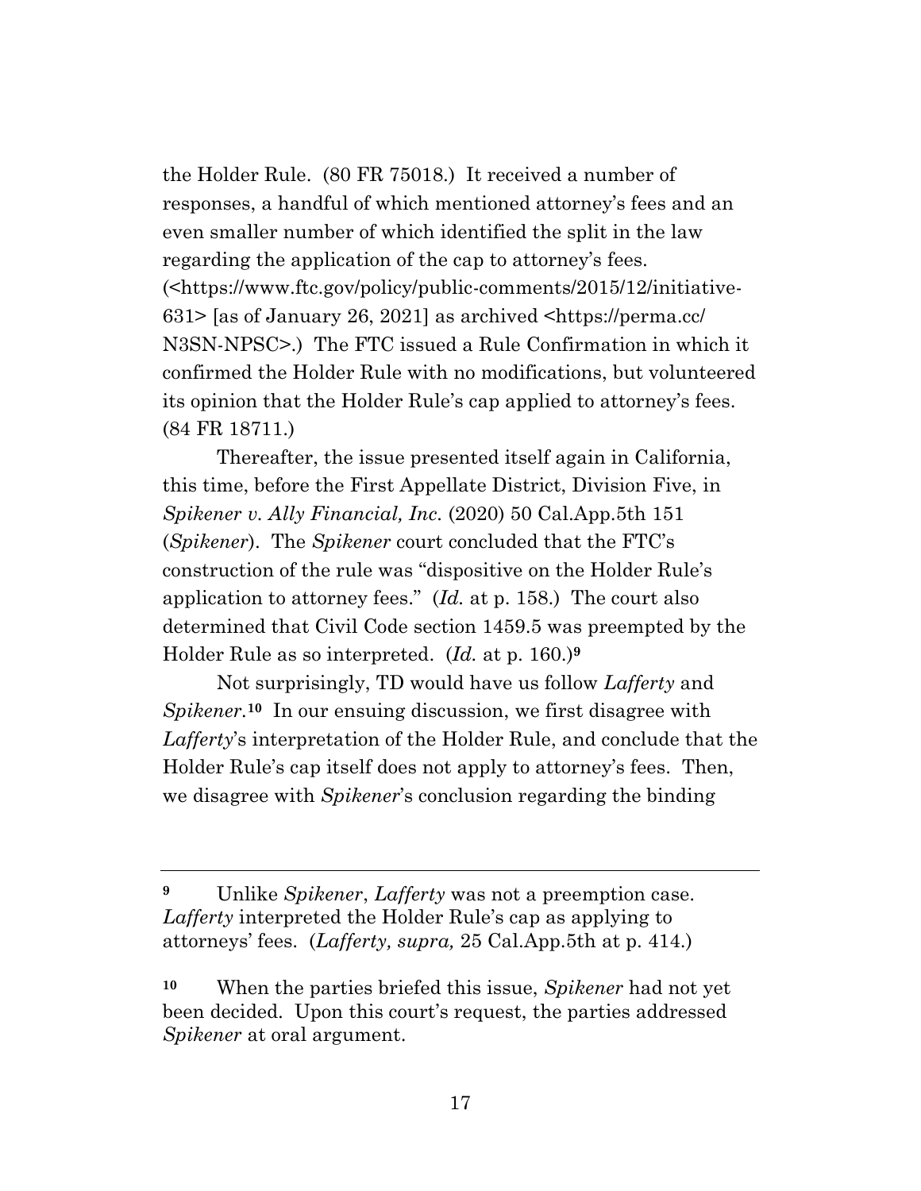the Holder Rule. (80 FR 75018.) It received a number of responses, a handful of which mentioned attorney's fees and an even smaller number of which identified the split in the law regarding the application of the cap to attorney's fees. (<https://www.ftc.gov/policy/public-comments/2015/12/initiative-631> [as of January 26, 2021] as archived <https://perma.cc/N3SN-NPSC>.) The FTC issued a Rule Confirmation in which it confirmed the Holder Rule with no modifications, but volunteered its opinion that the Holder Rule's cap applied to attorney's fees. (84 FR 18711.)

Thereafter, the issue presented itself again in California, this time, before the First Appellate District, Division Five, in *Spikener v. Ally Financial, Inc.* (2020) 50 Cal.App.5th 151 (*Spikener*). The *Spikener* court concluded that the FTC's construction of the rule was "dispositive on the Holder Rule's application to attorney fees." (*Id.* at p. 158.) The court also determined that Civil Code section 1459.5 was preempted by the Holder Rule as so interpreted. (*Id.* at p. 160.)[9]

Not surprisingly, TD would have us follow *Lafferty* and *Spikener*.[10] In our ensuing discussion, we first disagree with *Lafferty*'s interpretation of the Holder Rule, and conclude that the Holder Rule's cap itself does not apply to attorney's fees. Then, we disagree with *Spikener*'s conclusion regarding the binding

---

**9** Unlike *Spikener*, *Lafferty* was not a preemption case. *Lafferty* interpreted the Holder Rule's cap as applying to attorneys' fees. (*Lafferty, supra,* 25 Cal.App.5th at p. 414.)

**10** When the parties briefed this issue, *Spikener* had not yet been decided. Upon this court's request, the parties addressed *Spikener* at oral argument.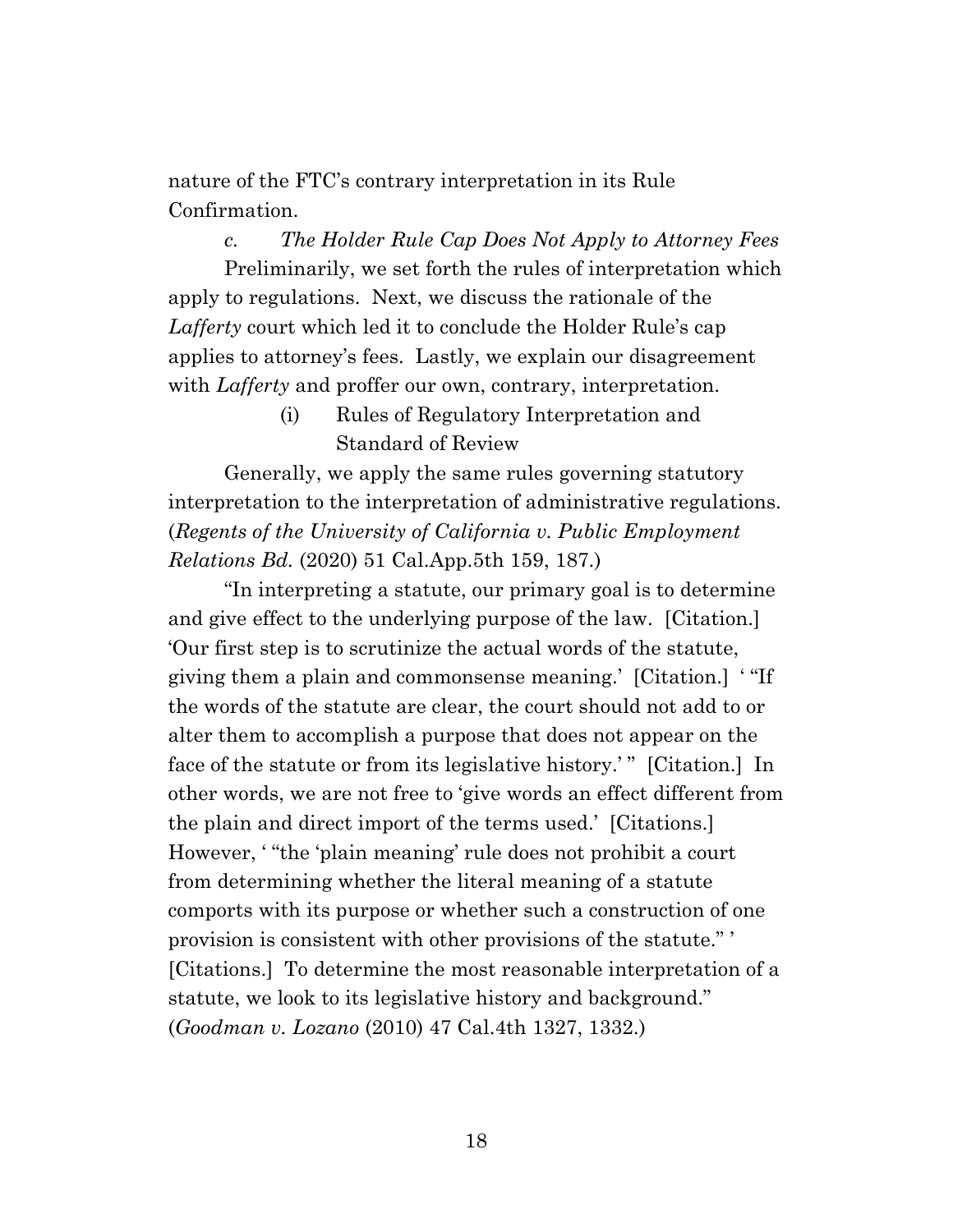nature of the FTC's contrary interpretation in its Rule Confirmation.

*c. The Holder Rule Cap Does Not Apply to Attorney Fees*

Preliminarily, we set forth the rules of interpretation which apply to regulations. Next, we discuss the rationale of the *Lafferty* court which led it to conclude the Holder Rule's cap applies to attorney's fees. Lastly, we explain our disagreement with *Lafferty* and proffer our own, contrary, interpretation.

(i) Rules of Regulatory Interpretation and Standard of Review

Generally, we apply the same rules governing statutory interpretation to the interpretation of administrative regulations. (*Regents of the University of California v. Public Employment Relations Bd.* (2020) 51 Cal.App.5th 159, 187.)

"In interpreting a statute, our primary goal is to determine and give effect to the underlying purpose of the law. [Citation.] 'Our first step is to scrutinize the actual words of the statute, giving them a plain and commonsense meaning.' [Citation.] ' "If the words of the statute are clear, the court should not add to or alter them to accomplish a purpose that does not appear on the face of the statute or from its legislative history.' " [Citation.] In other words, we are not free to 'give words an effect different from the plain and direct import of the terms used.' [Citations.] However, ' "the 'plain meaning' rule does not prohibit a court from determining whether the literal meaning of a statute comports with its purpose or whether such a construction of one provision is consistent with other provisions of the statute." ' [Citations.] To determine the most reasonable interpretation of a statute, we look to its legislative history and background." (*Goodman v. Lozano* (2010) 47 Cal.4th 1327, 1332.)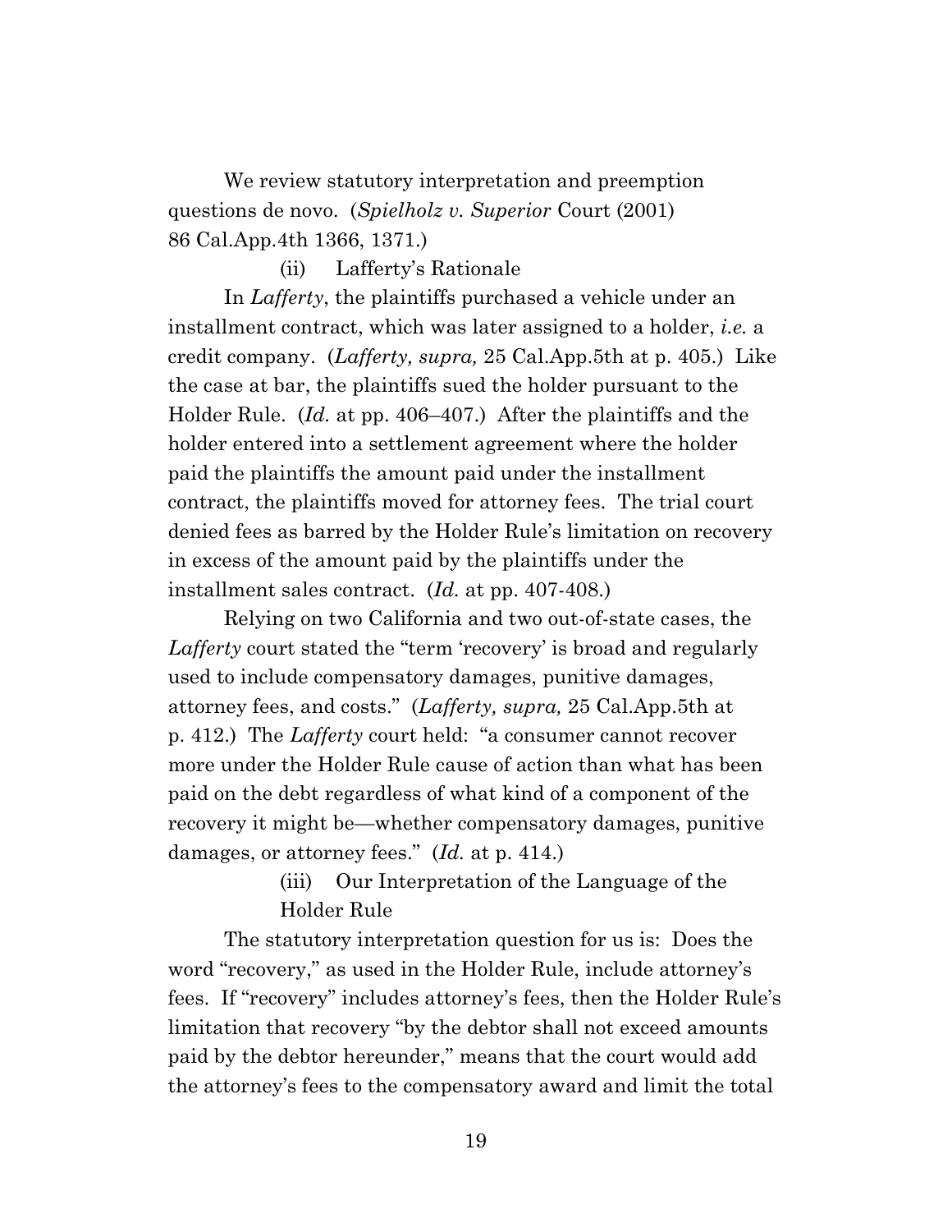We review statutory interpretation and preemption questions de novo. (*Spielholz v. Superior* Court (2001) 86 Cal.App.4th 1366, 1371.)

(ii) Lafferty's Rationale

In *Lafferty*, the plaintiffs purchased a vehicle under an installment contract, which was later assigned to a holder, *i.e.* a credit company. (*Lafferty, supra,* 25 Cal.App.5th at p. 405.) Like the case at bar, the plaintiffs sued the holder pursuant to the Holder Rule. (*Id.* at pp. 406–407.) After the plaintiffs and the holder entered into a settlement agreement where the holder paid the plaintiffs the amount paid under the installment contract, the plaintiffs moved for attorney fees. The trial court denied fees as barred by the Holder Rule's limitation on recovery in excess of the amount paid by the plaintiffs under the installment sales contract. (*Id.* at pp. 407-408.)

Relying on two California and two out-of-state cases, the *Lafferty* court stated the "term 'recovery' is broad and regularly used to include compensatory damages, punitive damages, attorney fees, and costs." (*Lafferty, supra,* 25 Cal.App.5th at p. 412.) The *Lafferty* court held: "a consumer cannot recover more under the Holder Rule cause of action than what has been paid on the debt regardless of what kind of a component of the recovery it might be—whether compensatory damages, punitive damages, or attorney fees." (*Id.* at p. 414.)

(iii) Our Interpretation of the Language of the Holder Rule

The statutory interpretation question for us is: Does the word "recovery," as used in the Holder Rule, include attorney's fees. If "recovery" includes attorney's fees, then the Holder Rule's limitation that recovery "by the debtor shall not exceed amounts paid by the debtor hereunder," means that the court would add the attorney's fees to the compensatory award and limit the total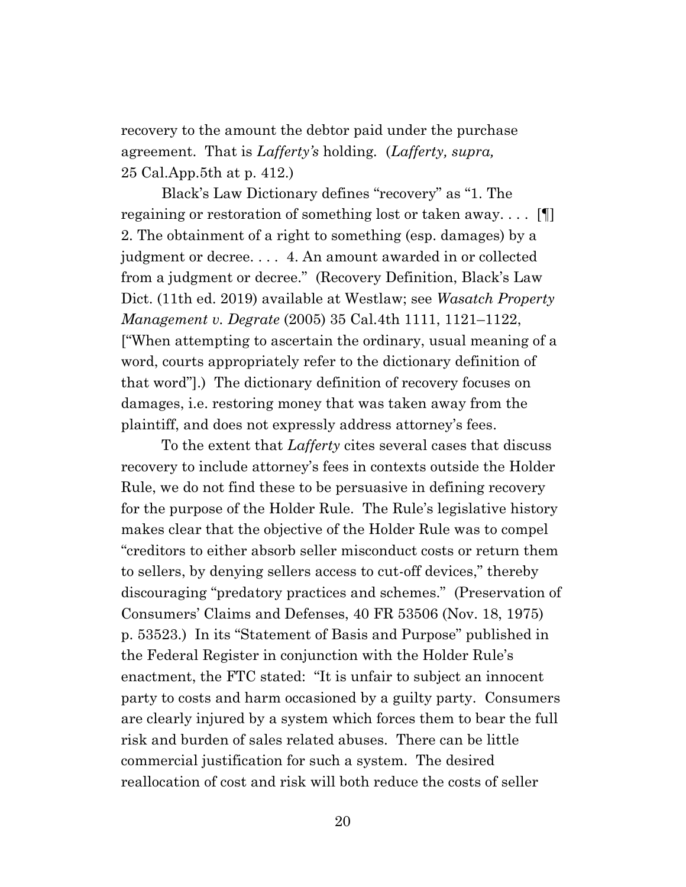recovery to the amount the debtor paid under the purchase agreement. That is *Lafferty's* holding. (*Lafferty, supra,* 25 Cal.App.5th at p. 412.)

Black's Law Dictionary defines "recovery" as "1. The regaining or restoration of something lost or taken away. . . . [¶] 2. The obtainment of a right to something (esp. damages) by a judgment or decree. . . . 4. An amount awarded in or collected from a judgment or decree." (Recovery Definition, Black's Law Dict. (11th ed. 2019) available at Westlaw; see *Wasatch Property Management v. Degrate* (2005) 35 Cal.4th 1111, 1121–1122, ["When attempting to ascertain the ordinary, usual meaning of a word, courts appropriately refer to the dictionary definition of that word"].) The dictionary definition of recovery focuses on damages, i.e. restoring money that was taken away from the plaintiff, and does not expressly address attorney's fees.

To the extent that *Lafferty* cites several cases that discuss recovery to include attorney's fees in contexts outside the Holder Rule, we do not find these to be persuasive in defining recovery for the purpose of the Holder Rule. The Rule's legislative history makes clear that the objective of the Holder Rule was to compel "creditors to either absorb seller misconduct costs or return them to sellers, by denying sellers access to cut-off devices," thereby discouraging "predatory practices and schemes." (Preservation of Consumers' Claims and Defenses, 40 FR 53506 (Nov. 18, 1975) p. 53523.) In its "Statement of Basis and Purpose" published in the Federal Register in conjunction with the Holder Rule's enactment, the FTC stated: "It is unfair to subject an innocent party to costs and harm occasioned by a guilty party. Consumers are clearly injured by a system which forces them to bear the full risk and burden of sales related abuses. There can be little commercial justification for such a system. The desired reallocation of cost and risk will both reduce the costs of seller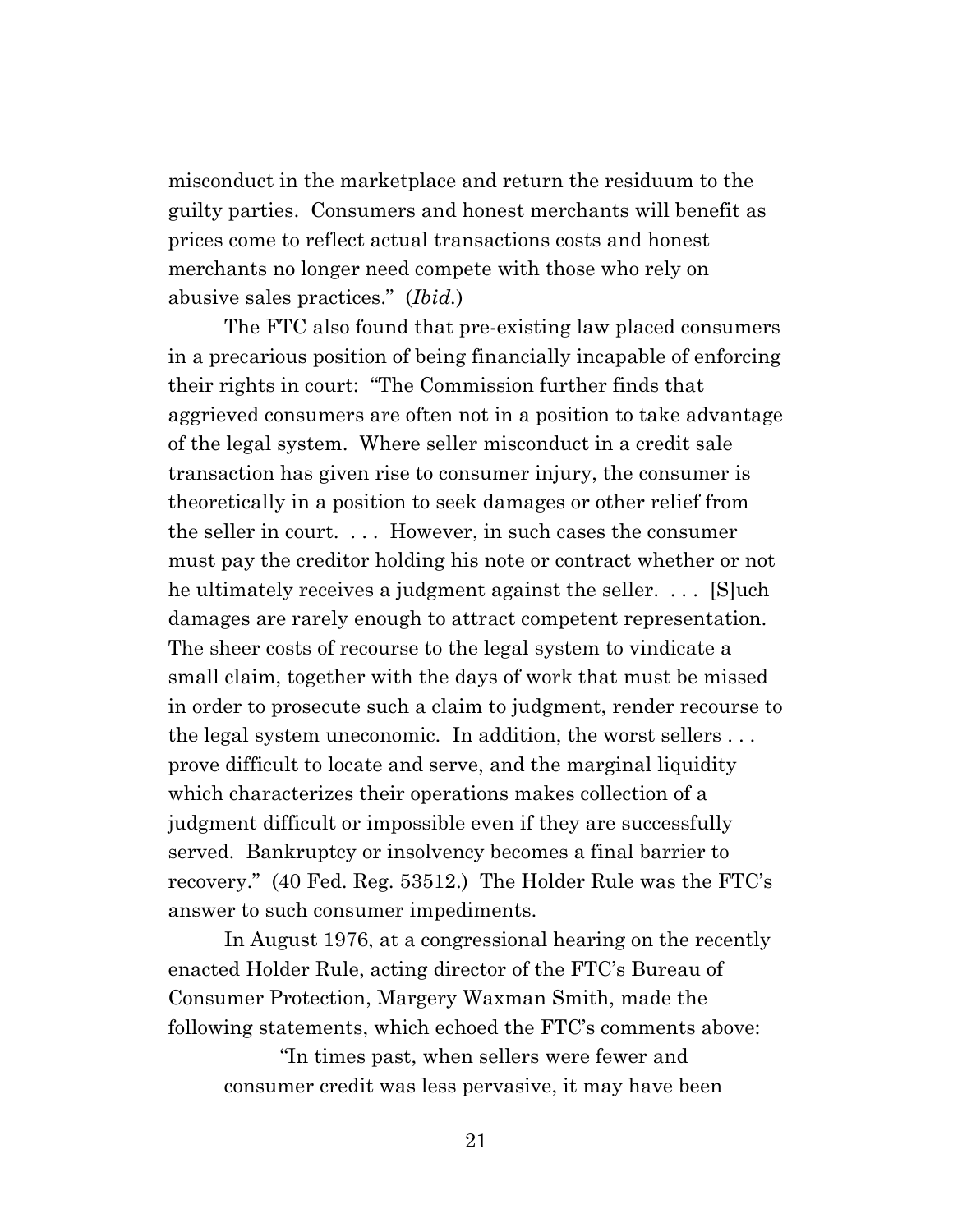misconduct in the marketplace and return the residuum to the guilty parties. Consumers and honest merchants will benefit as prices come to reflect actual transactions costs and honest merchants no longer need compete with those who rely on abusive sales practices." (*Ibid.*)

The FTC also found that pre-existing law placed consumers in a precarious position of being financially incapable of enforcing their rights in court: "The Commission further finds that aggrieved consumers are often not in a position to take advantage of the legal system. Where seller misconduct in a credit sale transaction has given rise to consumer injury, the consumer is theoretically in a position to seek damages or other relief from the seller in court. . . . However, in such cases the consumer must pay the creditor holding his note or contract whether or not he ultimately receives a judgment against the seller. . . . [S]uch damages are rarely enough to attract competent representation. The sheer costs of recourse to the legal system to vindicate a small claim, together with the days of work that must be missed in order to prosecute such a claim to judgment, render recourse to the legal system uneconomic. In addition, the worst sellers . . . prove difficult to locate and serve, and the marginal liquidity which characterizes their operations makes collection of a judgment difficult or impossible even if they are successfully served. Bankruptcy or insolvency becomes a final barrier to recovery." (40 Fed. Reg. 53512.) The Holder Rule was the FTC's answer to such consumer impediments.

In August 1976, at a congressional hearing on the recently enacted Holder Rule, acting director of the FTC's Bureau of Consumer Protection, Margery Waxman Smith, made the following statements, which echoed the FTC's comments above:

> "In times past, when sellers were fewer and consumer credit was less pervasive, it may have been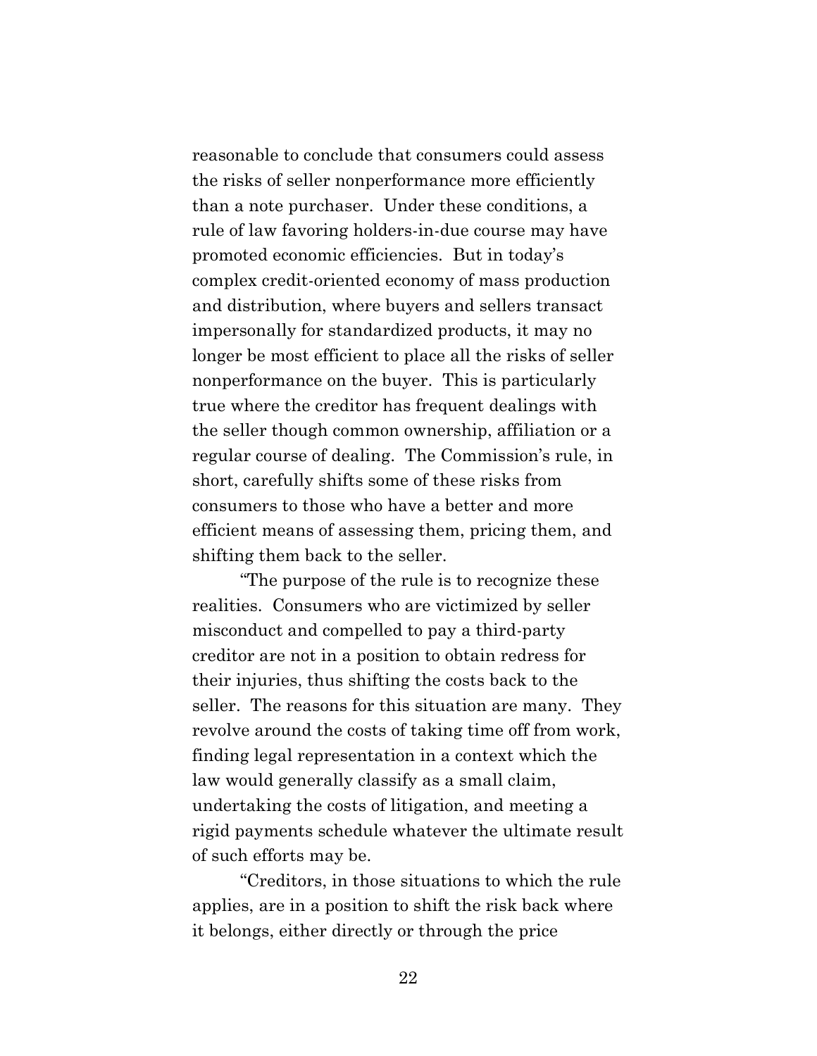reasonable to conclude that consumers could assess the risks of seller nonperformance more efficiently than a note purchaser. Under these conditions, a rule of law favoring holders-in-due course may have promoted economic efficiencies. But in today's complex credit-oriented economy of mass production and distribution, where buyers and sellers transact impersonally for standardized products, it may no longer be most efficient to place all the risks of seller nonperformance on the buyer. This is particularly true where the creditor has frequent dealings with the seller though common ownership, affiliation or a regular course of dealing. The Commission's rule, in short, carefully shifts some of these risks from consumers to those who have a better and more efficient means of assessing them, pricing them, and shifting them back to the seller.

"The purpose of the rule is to recognize these realities. Consumers who are victimized by seller misconduct and compelled to pay a third-party creditor are not in a position to obtain redress for their injuries, thus shifting the costs back to the seller. The reasons for this situation are many. They revolve around the costs of taking time off from work, finding legal representation in a context which the law would generally classify as a small claim, undertaking the costs of litigation, and meeting a rigid payments schedule whatever the ultimate result of such efforts may be.

"Creditors, in those situations to which the rule applies, are in a position to shift the risk back where it belongs, either directly or through the price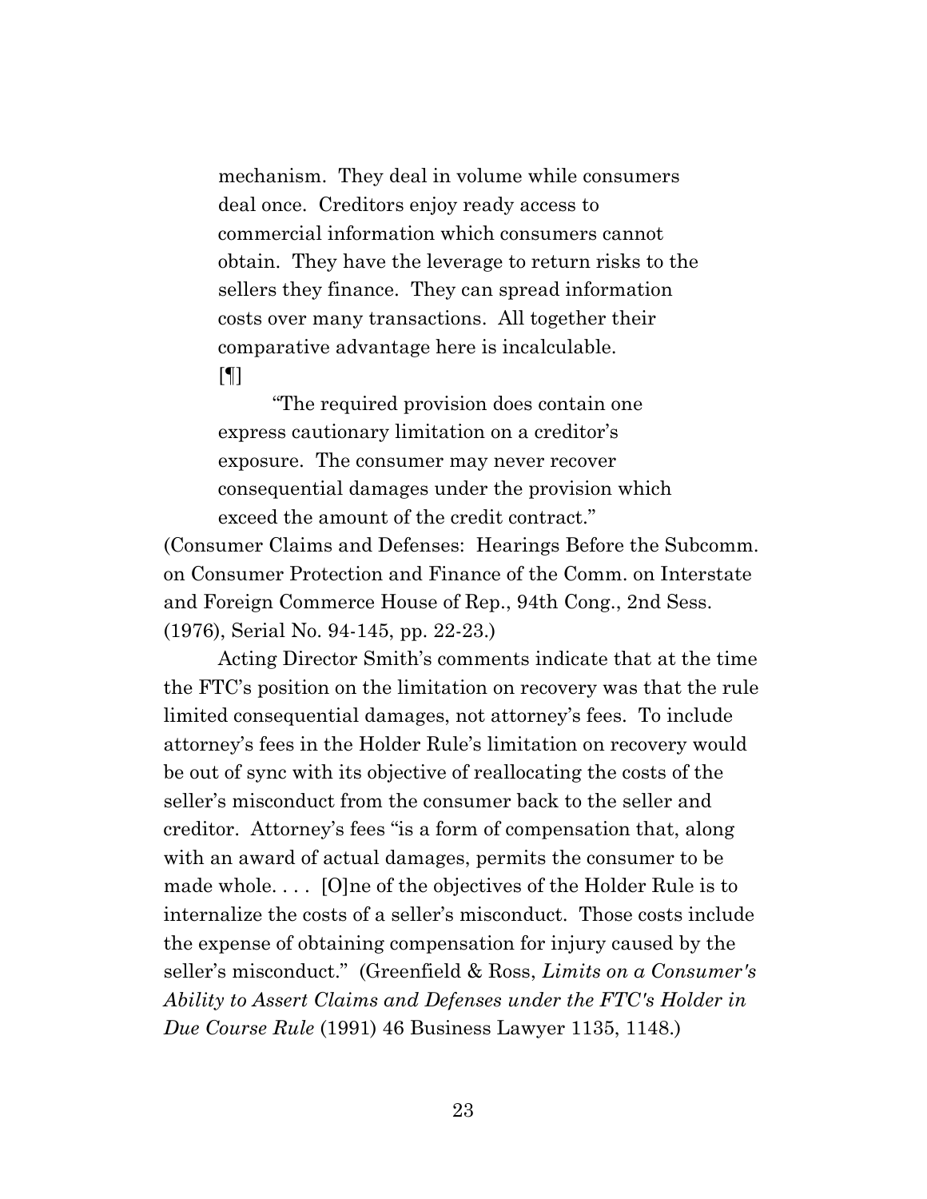> mechanism. They deal in volume while consumers deal once. Creditors enjoy ready access to commercial information which consumers cannot obtain. They have the leverage to return risks to the sellers they finance. They can spread information costs over many transactions. All together their comparative advantage here is incalculable.
>
> [¶]
>
> "The required provision does contain one express cautionary limitation on a creditor's exposure. The consumer may never recover consequential damages under the provision which exceed the amount of the credit contract."

(Consumer Claims and Defenses: Hearings Before the Subcomm. on Consumer Protection and Finance of the Comm. on Interstate and Foreign Commerce House of Rep., 94th Cong., 2nd Sess. (1976), Serial No. 94-145, pp. 22-23.)

Acting Director Smith's comments indicate that at the time the FTC's position on the limitation on recovery was that the rule limited consequential damages, not attorney's fees. To include attorney's fees in the Holder Rule's limitation on recovery would be out of sync with its objective of reallocating the costs of the seller's misconduct from the consumer back to the seller and creditor. Attorney's fees "is a form of compensation that, along with an award of actual damages, permits the consumer to be made whole. . . . [O]ne of the objectives of the Holder Rule is to internalize the costs of a seller's misconduct. Those costs include the expense of obtaining compensation for injury caused by the seller's misconduct." (Greenfield & Ross, *Limits on a Consumer's Ability to Assert Claims and Defenses under the FTC's Holder in Due Course Rule* (1991) 46 Business Lawyer 1135, 1148.)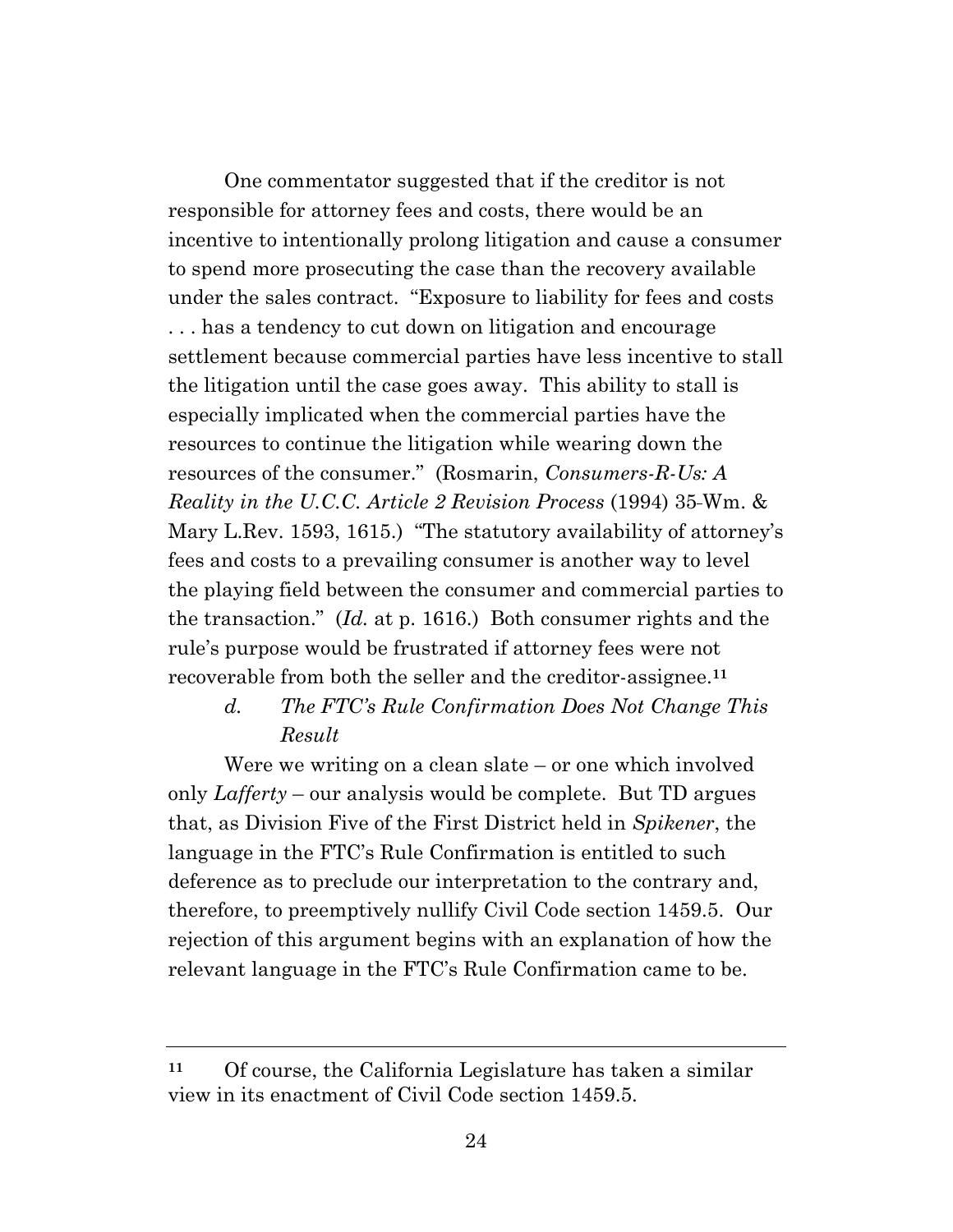One commentator suggested that if the creditor is not responsible for attorney fees and costs, there would be an incentive to intentionally prolong litigation and cause a consumer to spend more prosecuting the case than the recovery available under the sales contract. "Exposure to liability for fees and costs . . . has a tendency to cut down on litigation and encourage settlement because commercial parties have less incentive to stall the litigation until the case goes away. This ability to stall is especially implicated when the commercial parties have the resources to continue the litigation while wearing down the resources of the consumer." (Rosmarin, *Consumers-R-Us: A Reality in the U.C.C. Article 2 Revision Process* (1994) 35 Wm. & Mary L.Rev. 1593, 1615.) "The statutory availability of attorney's fees and costs to a prevailing consumer is another way to level the playing field between the consumer and commercial parties to the transaction." (*Id.* at p. 1616.) Both consumer rights and the rule's purpose would be frustrated if attorney fees were not recoverable from both the seller and the creditor-assignee.[11]

*d. The FTC's Rule Confirmation Does Not Change This Result*

Were we writing on a clean slate – or one which involved only *Lafferty* – our analysis would be complete. But TD argues that, as Division Five of the First District held in *Spikener*, the language in the FTC's Rule Confirmation is entitled to such deference as to preclude our interpretation to the contrary and, therefore, to preemptively nullify Civil Code section 1459.5. Our rejection of this argument begins with an explanation of how the relevant language in the FTC's Rule Confirmation came to be.

---

[11] Of course, the California Legislature has taken a similar view in its enactment of Civil Code section 1459.5.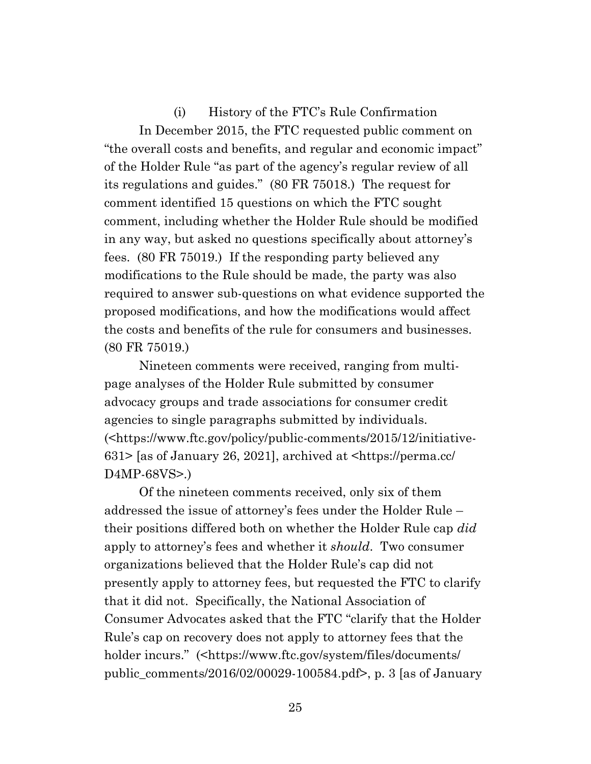(i) History of the FTC's Rule Confirmation

In December 2015, the FTC requested public comment on "the overall costs and benefits, and regular and economic impact" of the Holder Rule "as part of the agency's regular review of all its regulations and guides." (80 FR 75018.) The request for comment identified 15 questions on which the FTC sought comment, including whether the Holder Rule should be modified in any way, but asked no questions specifically about attorney's fees. (80 FR 75019.) If the responding party believed any modifications to the Rule should be made, the party was also required to answer sub-questions on what evidence supported the proposed modifications, and how the modifications would affect the costs and benefits of the rule for consumers and businesses. (80 FR 75019.)

Nineteen comments were received, ranging from multi-page analyses of the Holder Rule submitted by consumer advocacy groups and trade associations for consumer credit agencies to single paragraphs submitted by individuals. (<https://www.ftc.gov/policy/public-comments/2015/12/initiative-631> [as of January 26, 2021], archived at <https://perma.cc/D4MP-68VS>.)

Of the nineteen comments received, only six of them addressed the issue of attorney's fees under the Holder Rule – their positions differed both on whether the Holder Rule cap *did* apply to attorney's fees and whether it *should*. Two consumer organizations believed that the Holder Rule's cap did not presently apply to attorney fees, but requested the FTC to clarify that it did not. Specifically, the National Association of Consumer Advocates asked that the FTC "clarify that the Holder Rule's cap on recovery does not apply to attorney fees that the holder incurs." (<https://www.ftc.gov/system/files/documents/public_comments/2016/02/00029-100584.pdf>, p. 3 [as of January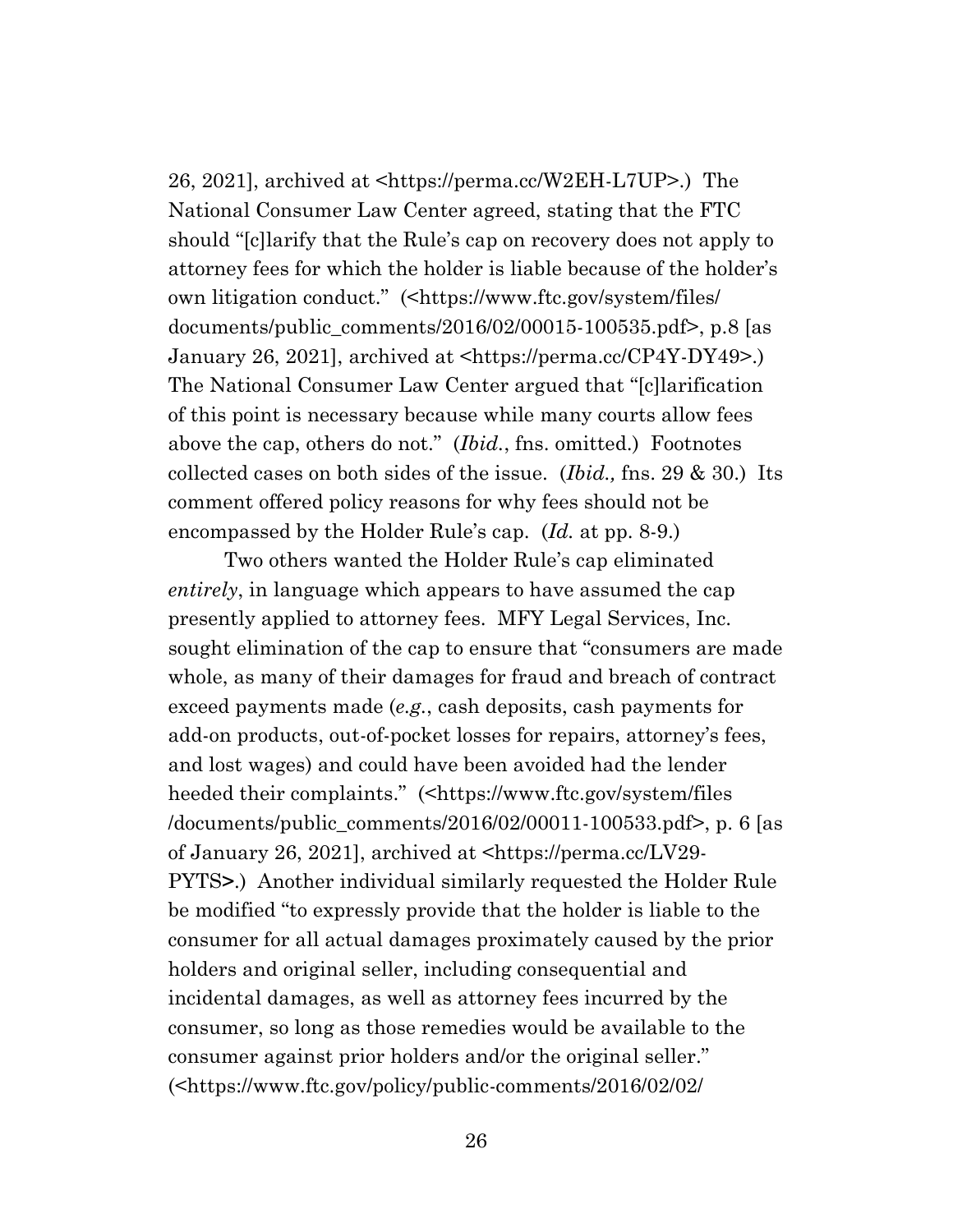26, 2021], archived at <https://perma.cc/W2EH-L7UP>.) The National Consumer Law Center agreed, stating that the FTC should "[c]larify that the Rule's cap on recovery does not apply to attorney fees for which the holder is liable because of the holder's own litigation conduct." (<https://www.ftc.gov/system/files/documents/public_comments/2016/02/00015-100535.pdf>, p.8 [as January 26, 2021], archived at <https://perma.cc/CP4Y-DY49>.) The National Consumer Law Center argued that "[c]larification of this point is necessary because while many courts allow fees above the cap, others do not." (*Ibid.*, fns. omitted.) Footnotes collected cases on both sides of the issue. (*Ibid.,* fns. 29 & 30.) Its comment offered policy reasons for why fees should not be encompassed by the Holder Rule's cap. (*Id.* at pp. 8-9.)

Two others wanted the Holder Rule's cap eliminated *entirely*, in language which appears to have assumed the cap presently applied to attorney fees. MFY Legal Services, Inc. sought elimination of the cap to ensure that "consumers are made whole, as many of their damages for fraud and breach of contract exceed payments made (*e.g.*, cash deposits, cash payments for add-on products, out-of-pocket losses for repairs, attorney's fees, and lost wages) and could have been avoided had the lender heeded their complaints." (<https://www.ftc.gov/system/files/documents/public_comments/2016/02/00011-100533.pdf>, p. 6 [as of January 26, 2021], archived at <https://perma.cc/LV29-PYTS>.) Another individual similarly requested the Holder Rule be modified "to expressly provide that the holder is liable to the consumer for all actual damages proximately caused by the prior holders and original seller, including consequential and incidental damages, as well as attorney fees incurred by the consumer, so long as those remedies would be available to the consumer against prior holders and/or the original seller." (<https://www.ftc.gov/policy/public-comments/2016/02/02/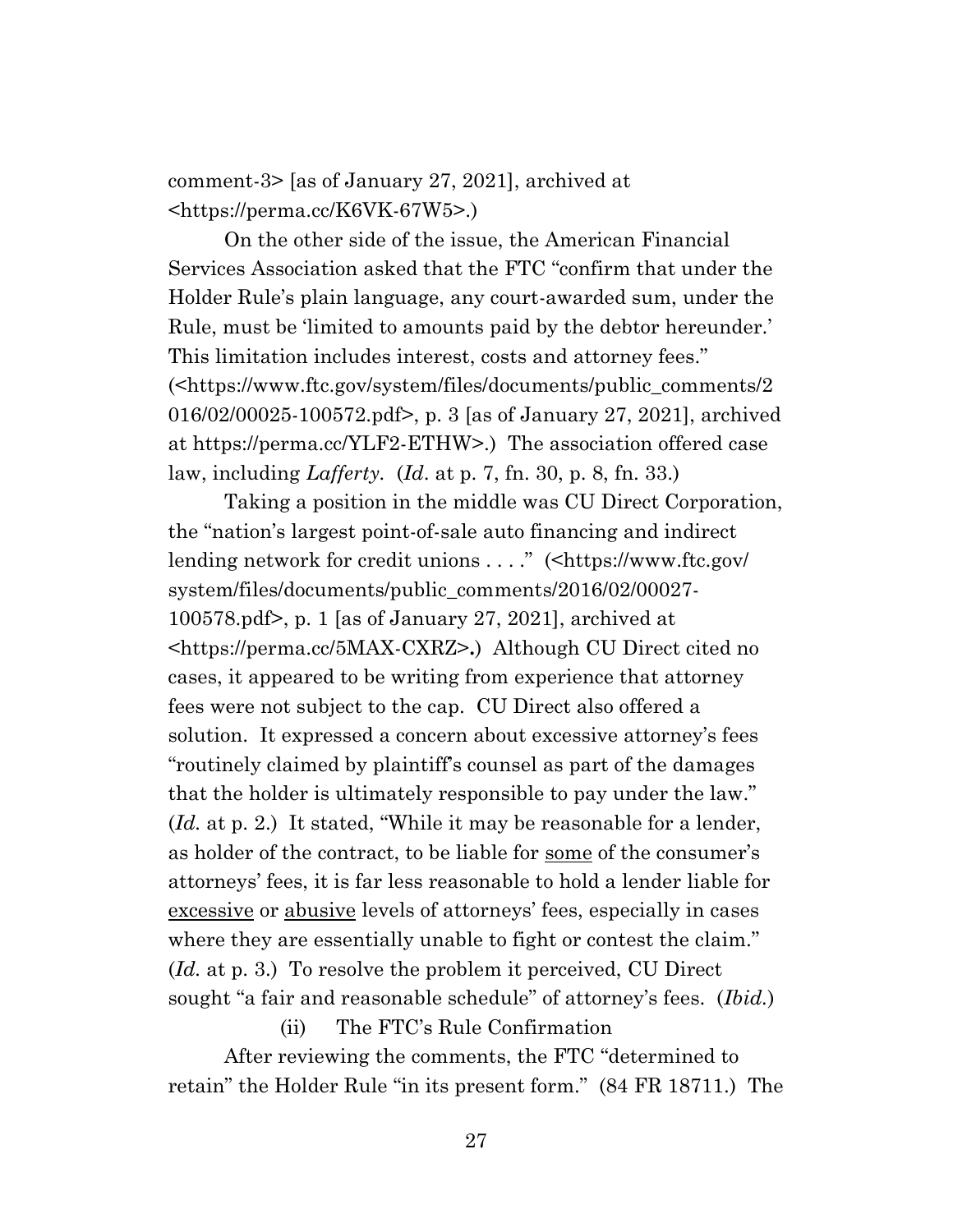comment-3> [as of January 27, 2021], archived at <https://perma.cc/K6VK-67W5>.)

On the other side of the issue, the American Financial Services Association asked that the FTC "confirm that under the Holder Rule's plain language, any court-awarded sum, under the Rule, must be 'limited to amounts paid by the debtor hereunder.' This limitation includes interest, costs and attorney fees." (<https://www.ftc.gov/system/files/documents/public_comments/2016/02/00025-100572.pdf>, p. 3 [as of January 27, 2021], archived at https://perma.cc/YLF2-ETHW>.) The association offered case law, including *Lafferty*. (*Id*. at p. 7, fn. 30, p. 8, fn. 33.)

Taking a position in the middle was CU Direct Corporation, the "nation's largest point-of-sale auto financing and indirect lending network for credit unions . . . ." (<https://www.ftc.gov/system/files/documents/public_comments/2016/02/00027-100578.pdf>, p. 1 [as of January 27, 2021], archived at <https://perma.cc/5MAX-CXRZ>**.**) Although CU Direct cited no cases, it appeared to be writing from experience that attorney fees were not subject to the cap. CU Direct also offered a solution. It expressed a concern about excessive attorney's fees "routinely claimed by plaintiff's counsel as part of the damages that the holder is ultimately responsible to pay under the law." (*Id.* at p. 2.) It stated, "While it may be reasonable for a lender, as holder of the contract, to be liable for <u>some</u> of the consumer's attorneys' fees, it is far less reasonable to hold a lender liable for <u>excessive</u> or <u>abusive</u> levels of attorneys' fees, especially in cases where they are essentially unable to fight or contest the claim." (*Id.* at p. 3.) To resolve the problem it perceived, CU Direct sought "a fair and reasonable schedule" of attorney's fees. (*Ibid.*)

(ii) The FTC's Rule Confirmation

After reviewing the comments, the FTC "determined to retain" the Holder Rule "in its present form." (84 FR 18711.) The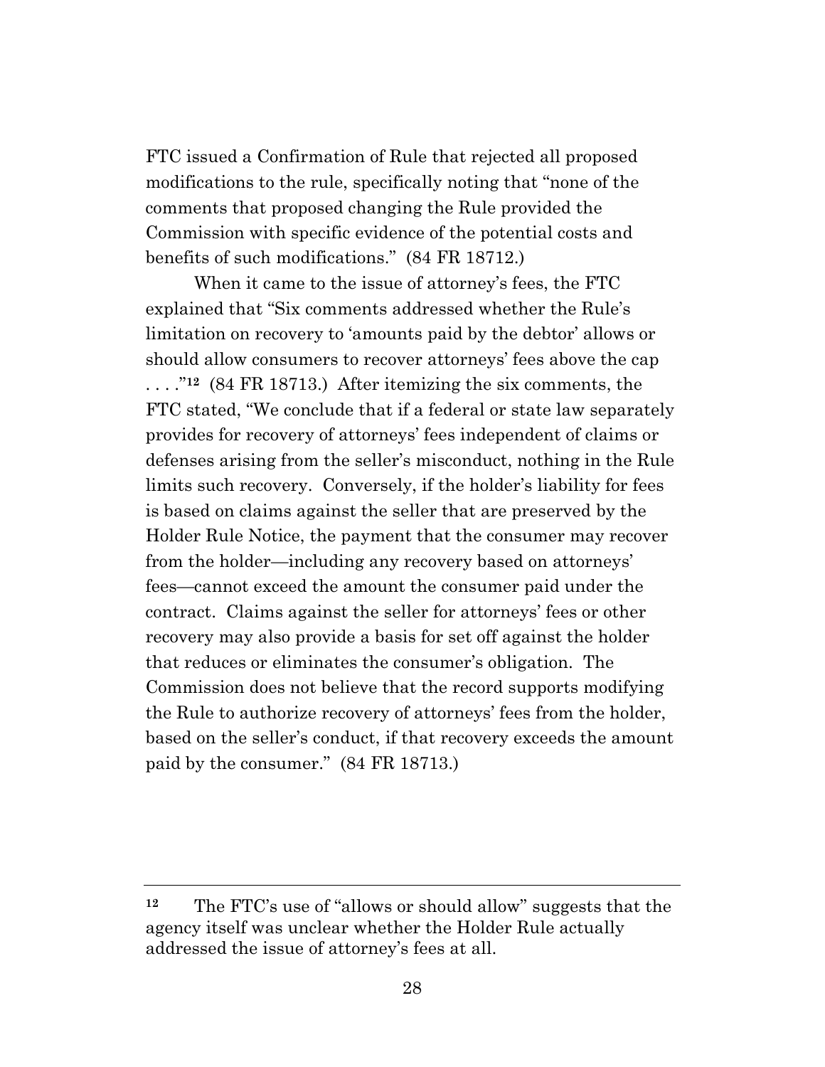FTC issued a Confirmation of Rule that rejected all proposed modifications to the rule, specifically noting that "none of the comments that proposed changing the Rule provided the Commission with specific evidence of the potential costs and benefits of such modifications." (84 FR 18712.)

When it came to the issue of attorney's fees, the FTC explained that "Six comments addressed whether the Rule's limitation on recovery to 'amounts paid by the debtor' allows or should allow consumers to recover attorneys' fees above the cap . . . ."[12] (84 FR 18713.) After itemizing the six comments, the FTC stated, "We conclude that if a federal or state law separately provides for recovery of attorneys' fees independent of claims or defenses arising from the seller's misconduct, nothing in the Rule limits such recovery. Conversely, if the holder's liability for fees is based on claims against the seller that are preserved by the Holder Rule Notice, the payment that the consumer may recover from the holder—including any recovery based on attorneys' fees—cannot exceed the amount the consumer paid under the contract. Claims against the seller for attorneys' fees or other recovery may also provide a basis for set off against the holder that reduces or eliminates the consumer's obligation. The Commission does not believe that the record supports modifying the Rule to authorize recovery of attorneys' fees from the holder, based on the seller's conduct, if that recovery exceeds the amount paid by the consumer." (84 FR 18713.)

---

[12] The FTC's use of "allows or should allow" suggests that the agency itself was unclear whether the Holder Rule actually addressed the issue of attorney's fees at all.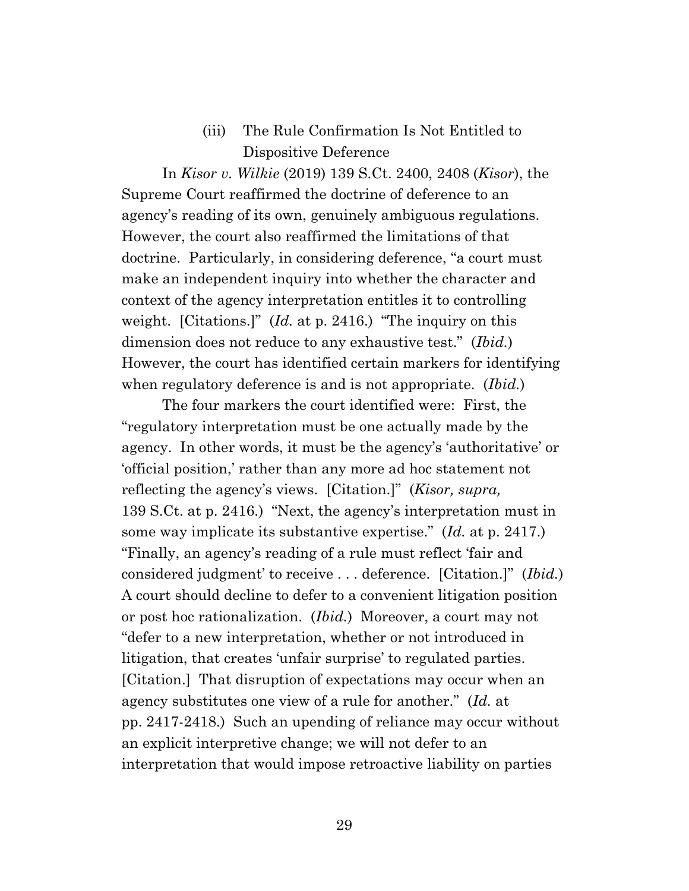#### (iii) The Rule Confirmation Is Not Entitled to Dispositive Deference

In *Kisor v. Wilkie* (2019) 139 S.Ct. 2400, 2408 (*Kisor*), the Supreme Court reaffirmed the doctrine of deference to an agency's reading of its own, genuinely ambiguous regulations. However, the court also reaffirmed the limitations of that doctrine. Particularly, in considering deference, "a court must make an independent inquiry into whether the character and context of the agency interpretation entitles it to controlling weight. [Citations.]" (*Id.* at p. 2416.) "The inquiry on this dimension does not reduce to any exhaustive test." (*Ibid.*) However, the court has identified certain markers for identifying when regulatory deference is and is not appropriate. (*Ibid.*)

The four markers the court identified were: First, the "regulatory interpretation must be one actually made by the agency. In other words, it must be the agency's 'authoritative' or 'official position,' rather than any more ad hoc statement not reflecting the agency's views. [Citation.]" (*Kisor, supra,* 139 S.Ct. at p. 2416.) "Next, the agency's interpretation must in some way implicate its substantive expertise." (*Id.* at p. 2417.) "Finally, an agency's reading of a rule must reflect 'fair and considered judgment' to receive . . . deference. [Citation.]" (*Ibid.*) A court should decline to defer to a convenient litigation position or post hoc rationalization. (*Ibid.*) Moreover, a court may not "defer to a new interpretation, whether or not introduced in litigation, that creates 'unfair surprise' to regulated parties. [Citation.] That disruption of expectations may occur when an agency substitutes one view of a rule for another." (*Id.* at pp. 2417-2418.) Such an upending of reliance may occur without an explicit interpretive change; we will not defer to an interpretation that would impose retroactive liability on parties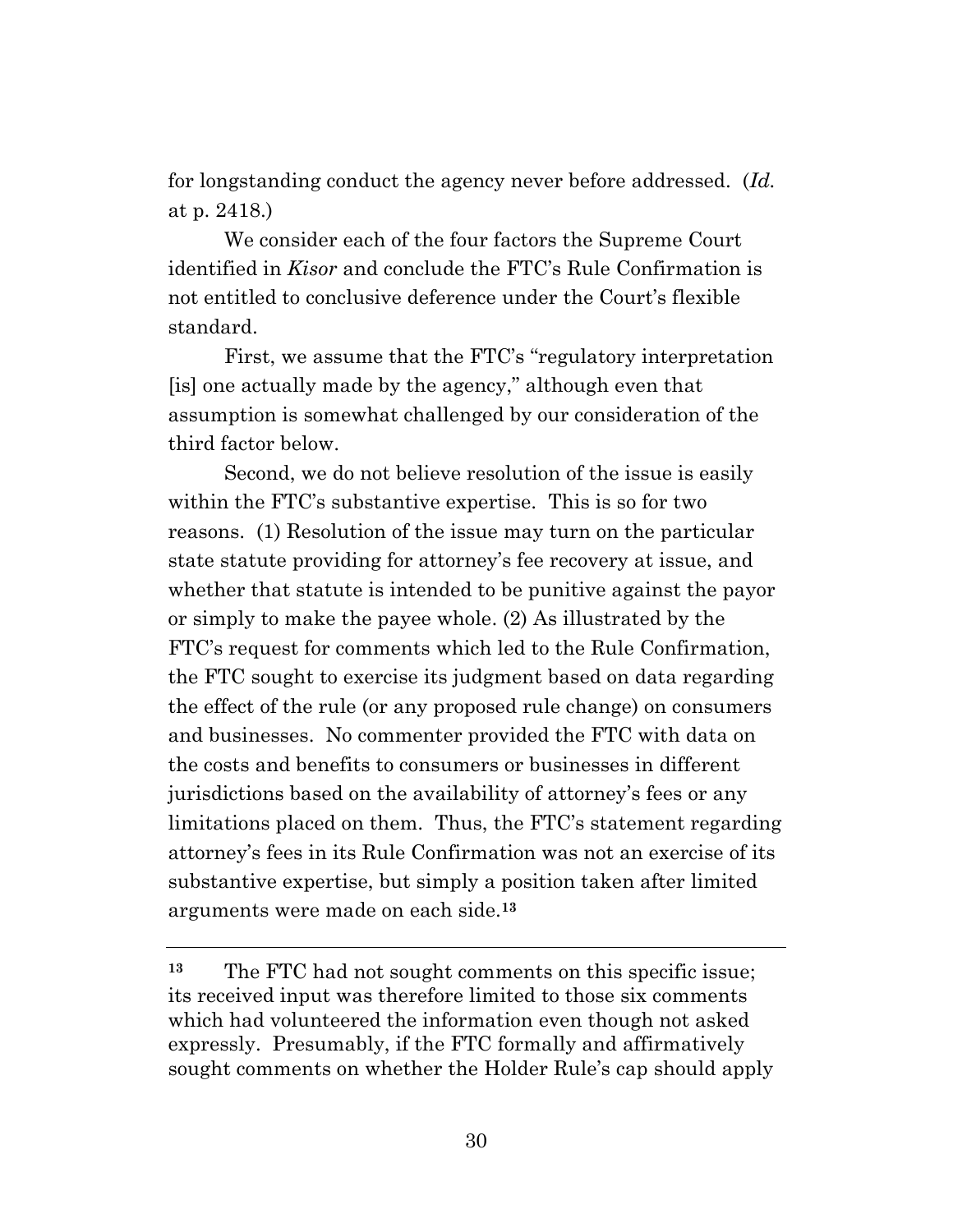for longstanding conduct the agency never before addressed. (*Id.* at p. 2418.)

We consider each of the four factors the Supreme Court identified in *Kisor* and conclude the FTC's Rule Confirmation is not entitled to conclusive deference under the Court's flexible standard.

First, we assume that the FTC's "regulatory interpretation [is] one actually made by the agency," although even that assumption is somewhat challenged by our consideration of the third factor below.

Second, we do not believe resolution of the issue is easily within the FTC's substantive expertise. This is so for two reasons. (1) Resolution of the issue may turn on the particular state statute providing for attorney's fee recovery at issue, and whether that statute is intended to be punitive against the payor or simply to make the payee whole. (2) As illustrated by the FTC's request for comments which led to the Rule Confirmation, the FTC sought to exercise its judgment based on data regarding the effect of the rule (or any proposed rule change) on consumers and businesses. No commenter provided the FTC with data on the costs and benefits to consumers or businesses in different jurisdictions based on the availability of attorney's fees or any limitations placed on them. Thus, the FTC's statement regarding attorney's fees in its Rule Confirmation was not an exercise of its substantive expertise, but simply a position taken after limited arguments were made on each side.[13]

---

[13] The FTC had not sought comments on this specific issue; its received input was therefore limited to those six comments which had volunteered the information even though not asked expressly. Presumably, if the FTC formally and affirmatively sought comments on whether the Holder Rule's cap should apply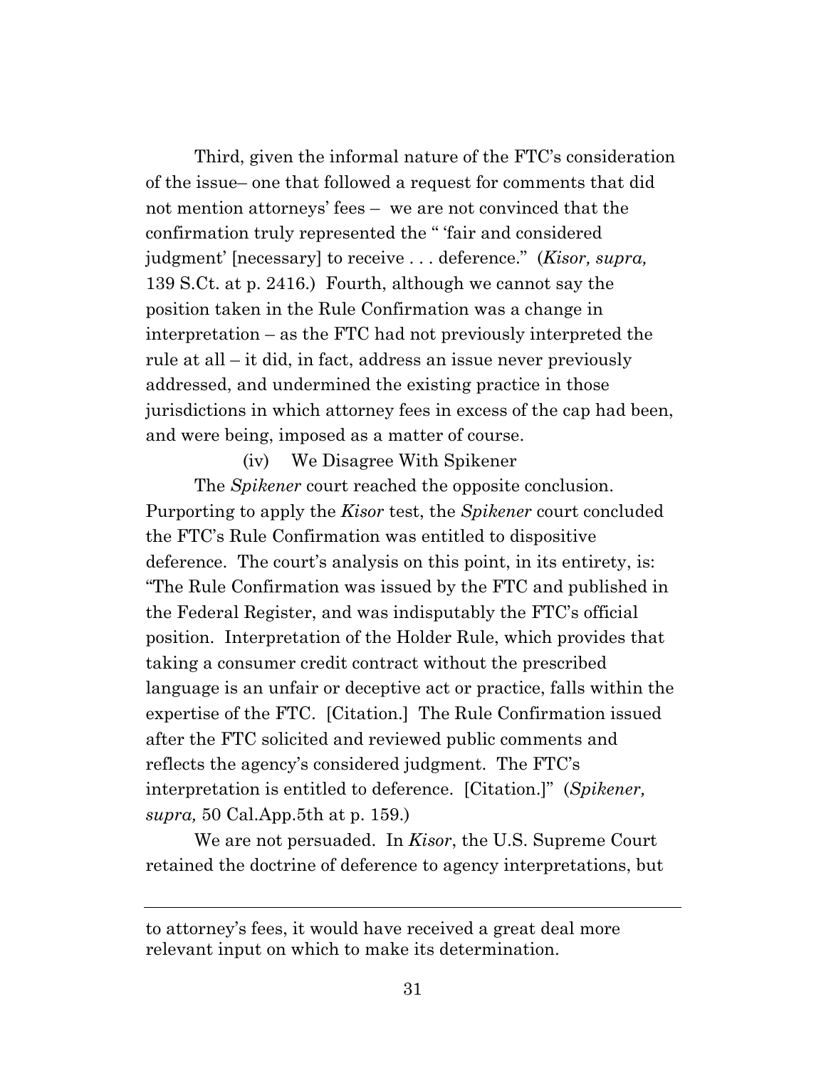Third, given the informal nature of the FTC's consideration of the issue– one that followed a request for comments that did not mention attorneys' fees – we are not convinced that the confirmation truly represented the " 'fair and considered judgment' [necessary] to receive . . . deference." (*Kisor, supra,* 139 S.Ct. at p. 2416.) Fourth, although we cannot say the position taken in the Rule Confirmation was a change in interpretation – as the FTC had not previously interpreted the rule at all – it did, in fact, address an issue never previously addressed, and undermined the existing practice in those jurisdictions in which attorney fees in excess of the cap had been, and were being, imposed as a matter of course.

(iv) We Disagree With Spikener

The *Spikener* court reached the opposite conclusion. Purporting to apply the *Kisor* test, the *Spikener* court concluded the FTC's Rule Confirmation was entitled to dispositive deference. The court's analysis on this point, in its entirety, is: "The Rule Confirmation was issued by the FTC and published in the Federal Register, and was indisputably the FTC's official position. Interpretation of the Holder Rule, which provides that taking a consumer credit contract without the prescribed language is an unfair or deceptive act or practice, falls within the expertise of the FTC. [Citation.] The Rule Confirmation issued after the FTC solicited and reviewed public comments and reflects the agency's considered judgment. The FTC's interpretation is entitled to deference. [Citation.]" (*Spikener, supra,* 50 Cal.App.5th at p. 159.)

We are not persuaded. In *Kisor*, the U.S. Supreme Court retained the doctrine of deference to agency interpretations, but

---

to attorney's fees, it would have received a great deal more relevant input on which to make its determination.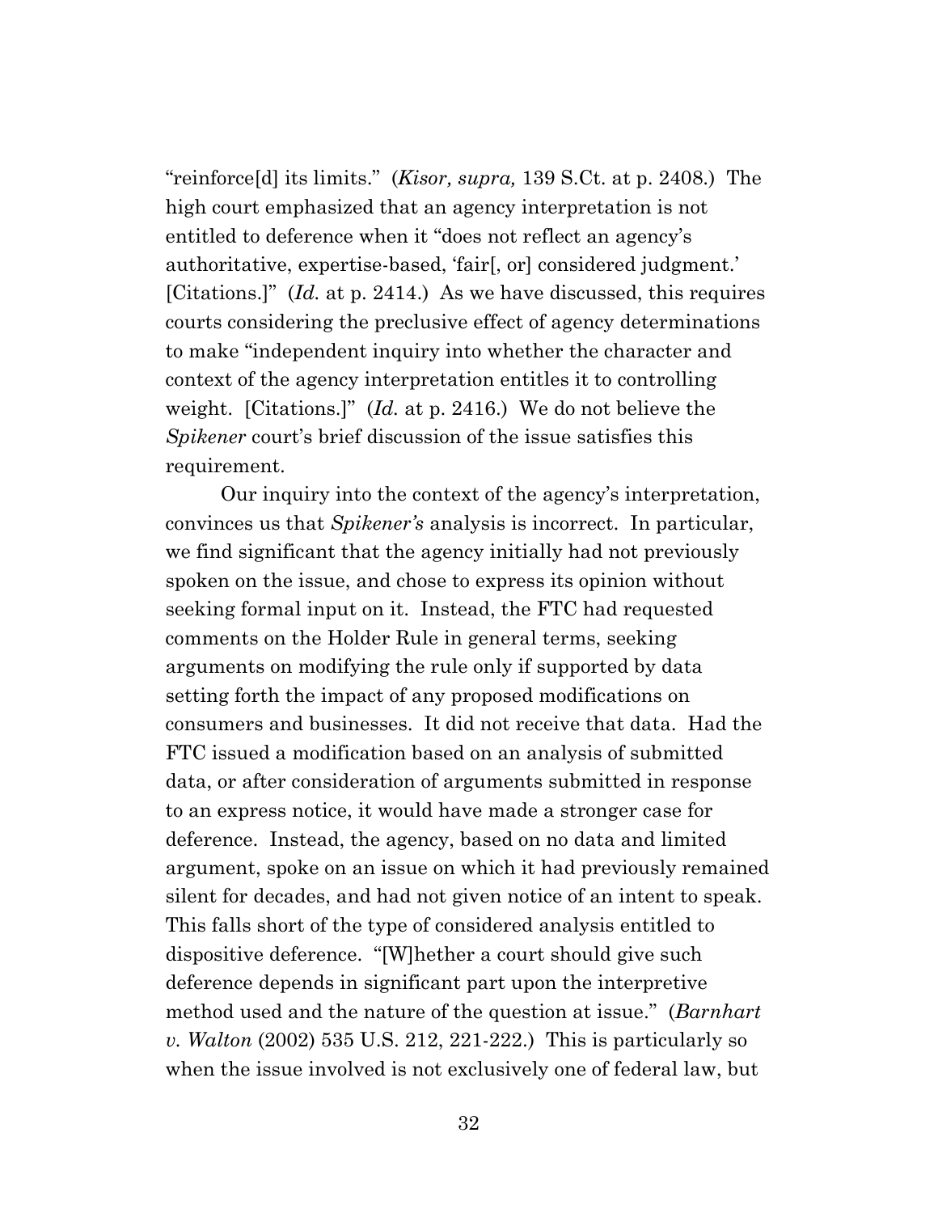"reinforce[d] its limits." (*Kisor, supra,* 139 S.Ct. at p. 2408.) The high court emphasized that an agency interpretation is not entitled to deference when it "does not reflect an agency's authoritative, expertise-based, 'fair[, or] considered judgment.' [Citations.]" (*Id.* at p. 2414.) As we have discussed, this requires courts considering the preclusive effect of agency determinations to make "independent inquiry into whether the character and context of the agency interpretation entitles it to controlling weight. [Citations.]" (*Id.* at p. 2416.) We do not believe the *Spikener* court's brief discussion of the issue satisfies this requirement.

Our inquiry into the context of the agency's interpretation, convinces us that *Spikener's* analysis is incorrect. In particular, we find significant that the agency initially had not previously spoken on the issue, and chose to express its opinion without seeking formal input on it. Instead, the FTC had requested comments on the Holder Rule in general terms, seeking arguments on modifying the rule only if supported by data setting forth the impact of any proposed modifications on consumers and businesses. It did not receive that data. Had the FTC issued a modification based on an analysis of submitted data, or after consideration of arguments submitted in response to an express notice, it would have made a stronger case for deference. Instead, the agency, based on no data and limited argument, spoke on an issue on which it had previously remained silent for decades, and had not given notice of an intent to speak. This falls short of the type of considered analysis entitled to dispositive deference. "[W]hether a court should give such deference depends in significant part upon the interpretive method used and the nature of the question at issue." (*Barnhart v. Walton* (2002) 535 U.S. 212, 221-222.) This is particularly so when the issue involved is not exclusively one of federal law, but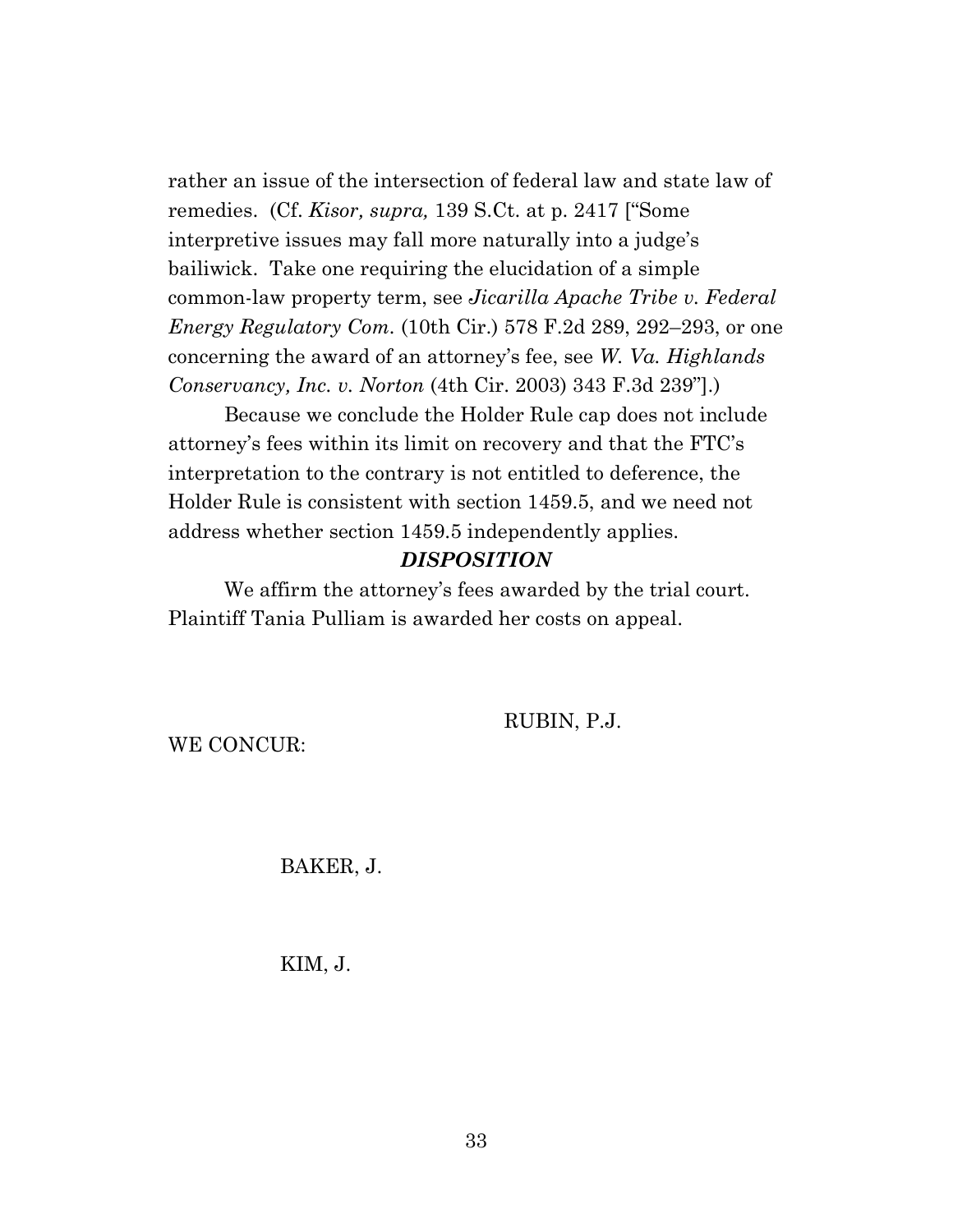rather an issue of the intersection of federal law and state law of remedies. (Cf. *Kisor, supra,* 139 S.Ct. at p. 2417 ["Some interpretive issues may fall more naturally into a judge's bailiwick. Take one requiring the elucidation of a simple common-law property term, see *Jicarilla Apache Tribe v. Federal Energy Regulatory Com.* (10th Cir.) 578 F.2d 289, 292–293, or one concerning the award of an attorney's fee, see *W. Va. Highlands Conservancy, Inc. v. Norton* (4th Cir. 2003) 343 F.3d 239"].)

Because we conclude the Holder Rule cap does not include attorney's fees within its limit on recovery and that the FTC's interpretation to the contrary is not entitled to deference, the Holder Rule is consistent with section 1459.5, and we need not address whether section 1459.5 independently applies.

***DISPOSITION***

We affirm the attorney's fees awarded by the trial court. Plaintiff Tania Pulliam is awarded her costs on appeal.

RUBIN, P.J.

WE CONCUR:

BAKER, J.

KIM, J.